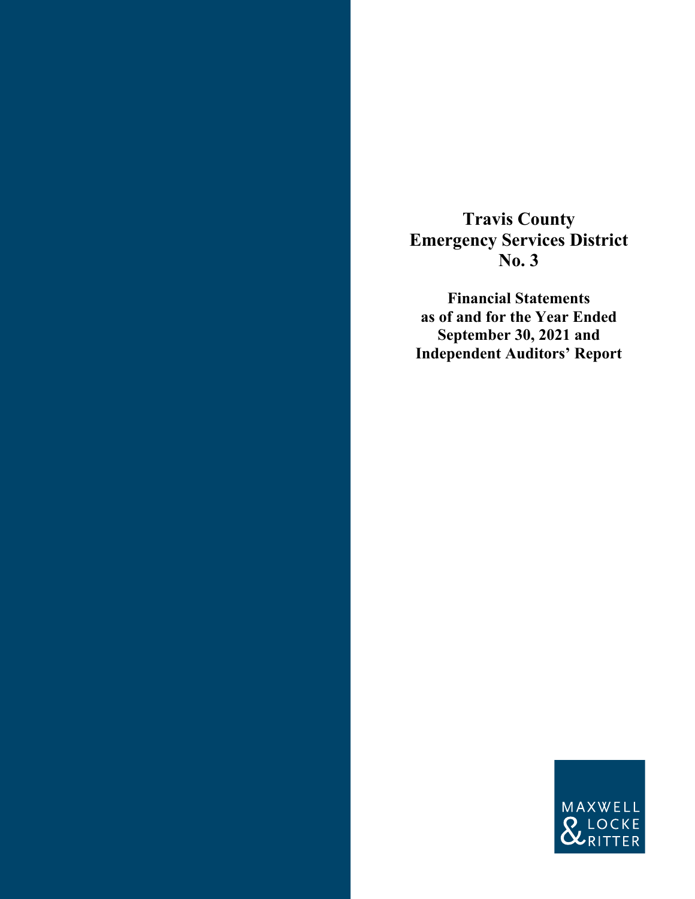# Travis County Emergency Services District No. 3

**Financial Statements as of and for the Year Ended September 30, 2021 and Independent Auditors' Report**

MAXWELL & LOCKE & RITTER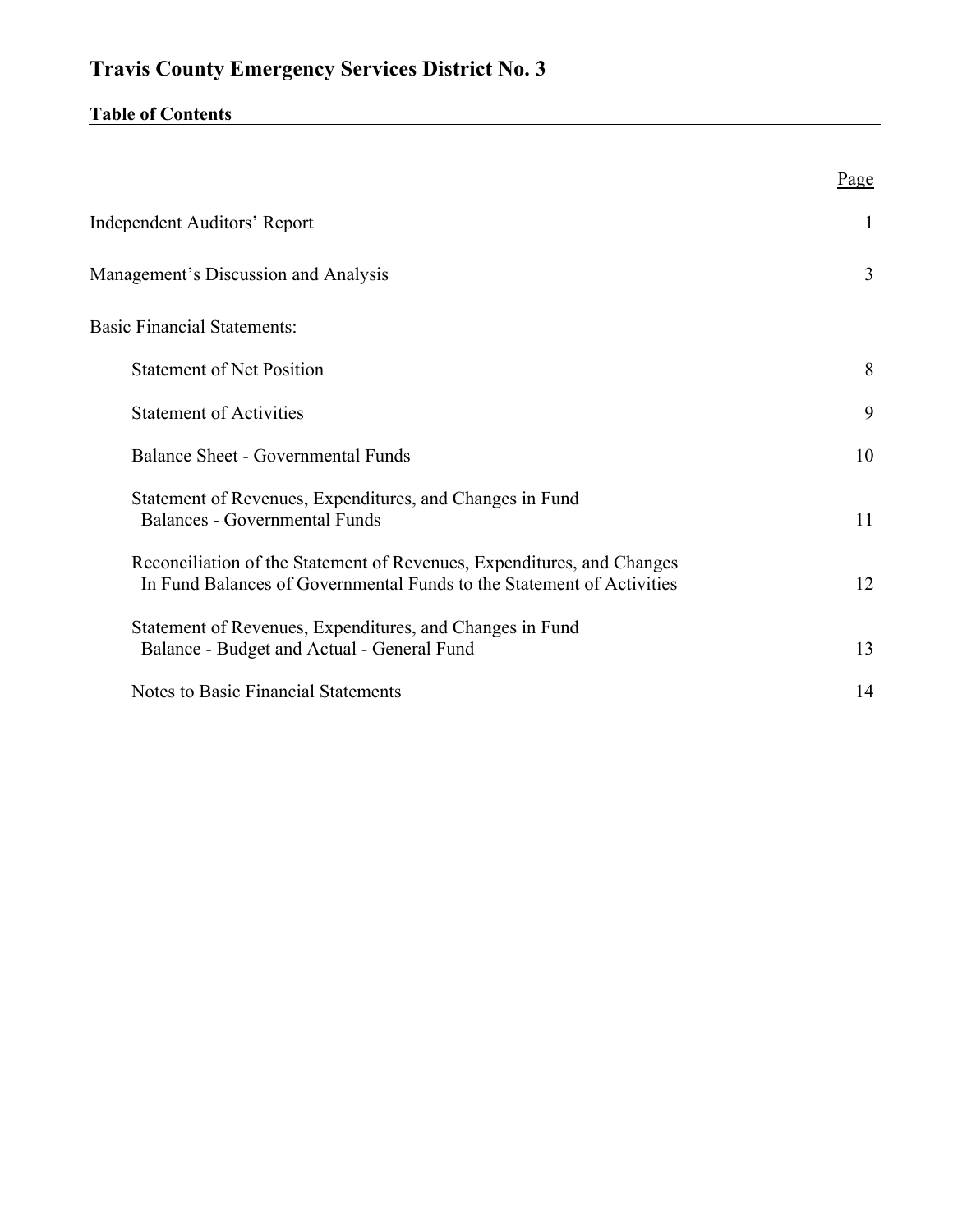# Travis County Emergency Services District No. 3

## Table of Contents

| | Page |
|---|---|
| Independent Auditors' Report | 1 |
| Management's Discussion and Analysis | 3 |
| Basic Financial Statements: | |
| Statement of Net Position | 8 |
| Statement of Activities | 9 |
| Balance Sheet - Governmental Funds | 10 |
| Statement of Revenues, Expenditures, and Changes in Fund Balances - Governmental Funds | 11 |
| Reconciliation of the Statement of Revenues, Expenditures, and Changes In Fund Balances of Governmental Funds to the Statement of Activities | 12 |
| Statement of Revenues, Expenditures, and Changes in Fund Balance - Budget and Actual - General Fund | 13 |
| Notes to Basic Financial Statements | 14 |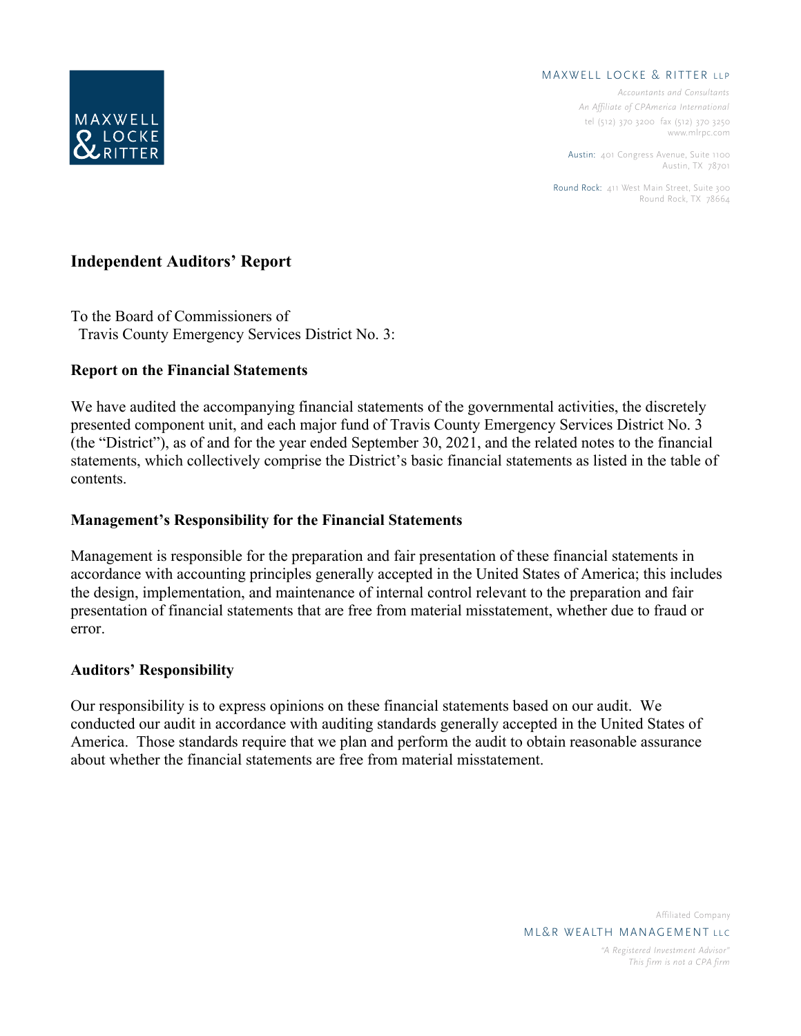MAXWELL LOCKE & RITTER LLP

*Accountants and Consultants*
*An Affiliate of CPAmerica International*
tel (512) 370 3200 fax (512) 370 3250
www.mlrpc.com

Austin: 401 Congress Avenue, Suite 1100
Austin, TX 78701

Round Rock: 411 West Main Street, Suite 300
Round Rock, TX 78664

## Independent Auditors' Report

To the Board of Commissioners of
Travis County Emergency Services District No. 3:

### Report on the Financial Statements

We have audited the accompanying financial statements of the governmental activities, the discretely presented component unit, and each major fund of Travis County Emergency Services District No. 3 (the "District"), as of and for the year ended September 30, 2021, and the related notes to the financial statements, which collectively comprise the District's basic financial statements as listed in the table of contents.

### Management's Responsibility for the Financial Statements

Management is responsible for the preparation and fair presentation of these financial statements in accordance with accounting principles generally accepted in the United States of America; this includes the design, implementation, and maintenance of internal control relevant to the preparation and fair presentation of financial statements that are free from material misstatement, whether due to fraud or error.

### Auditors' Responsibility

Our responsibility is to express opinions on these financial statements based on our audit. We conducted our audit in accordance with auditing standards generally accepted in the United States of America. Those standards require that we plan and perform the audit to obtain reasonable assurance about whether the financial statements are free from material misstatement.

Affiliated Company
ML&R WEALTH MANAGEMENT LLC
*"A Registered Investment Advisor"*
*This firm is not a CPA firm*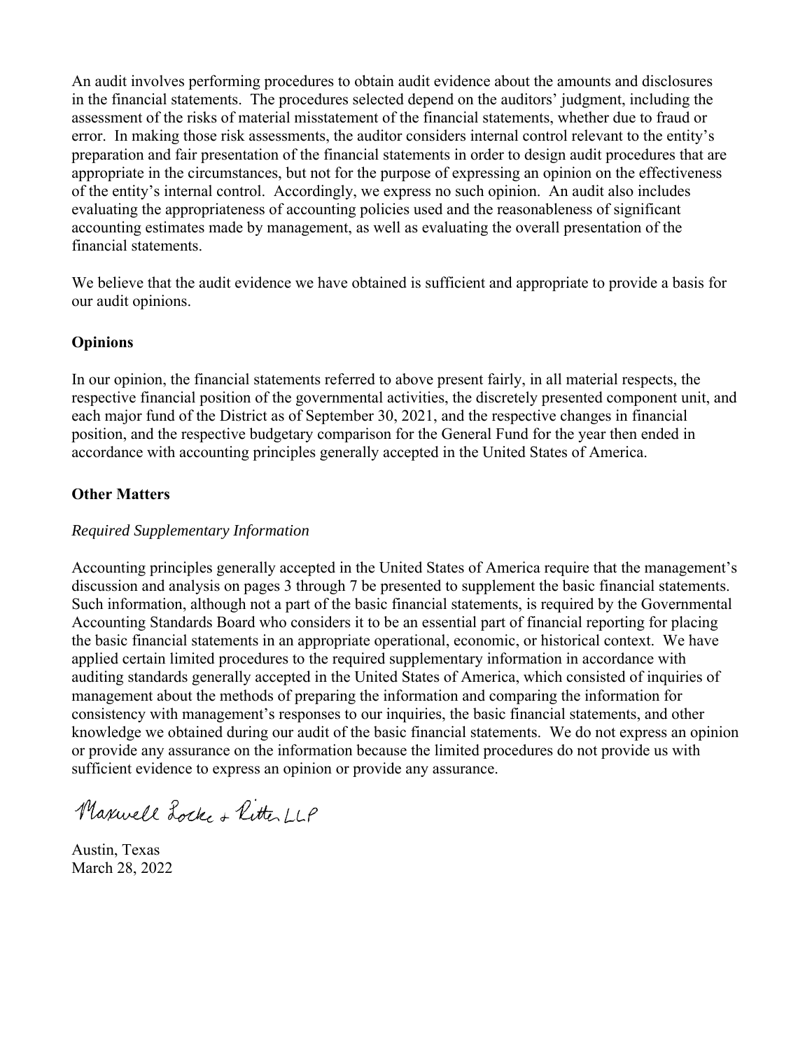An audit involves performing procedures to obtain audit evidence about the amounts and disclosures in the financial statements. The procedures selected depend on the auditors' judgment, including the assessment of the risks of material misstatement of the financial statements, whether due to fraud or error. In making those risk assessments, the auditor considers internal control relevant to the entity's preparation and fair presentation of the financial statements in order to design audit procedures that are appropriate in the circumstances, but not for the purpose of expressing an opinion on the effectiveness of the entity's internal control. Accordingly, we express no such opinion. An audit also includes evaluating the appropriateness of accounting policies used and the reasonableness of significant accounting estimates made by management, as well as evaluating the overall presentation of the financial statements.

We believe that the audit evidence we have obtained is sufficient and appropriate to provide a basis for our audit opinions.

### Opinions

In our opinion, the financial statements referred to above present fairly, in all material respects, the respective financial position of the governmental activities, the discretely presented component unit, and each major fund of the District as of September 30, 2021, and the respective changes in financial position, and the respective budgetary comparison for the General Fund for the year then ended in accordance with accounting principles generally accepted in the United States of America.

### Other Matters

*Required Supplementary Information*

Accounting principles generally accepted in the United States of America require that the management's discussion and analysis on pages 3 through 7 be presented to supplement the basic financial statements. Such information, although not a part of the basic financial statements, is required by the Governmental Accounting Standards Board who considers it to be an essential part of financial reporting for placing the basic financial statements in an appropriate operational, economic, or historical context. We have applied certain limited procedures to the required supplementary information in accordance with auditing standards generally accepted in the United States of America, which consisted of inquiries of management about the methods of preparing the information and comparing the information for consistency with management's responses to our inquiries, the basic financial statements, and other knowledge we obtained during our audit of the basic financial statements. We do not express an opinion or provide any assurance on the information because the limited procedures do not provide us with sufficient evidence to express an opinion or provide any assurance.

Maxwell Locke & Ritter LLP

Austin, Texas
March 28, 2022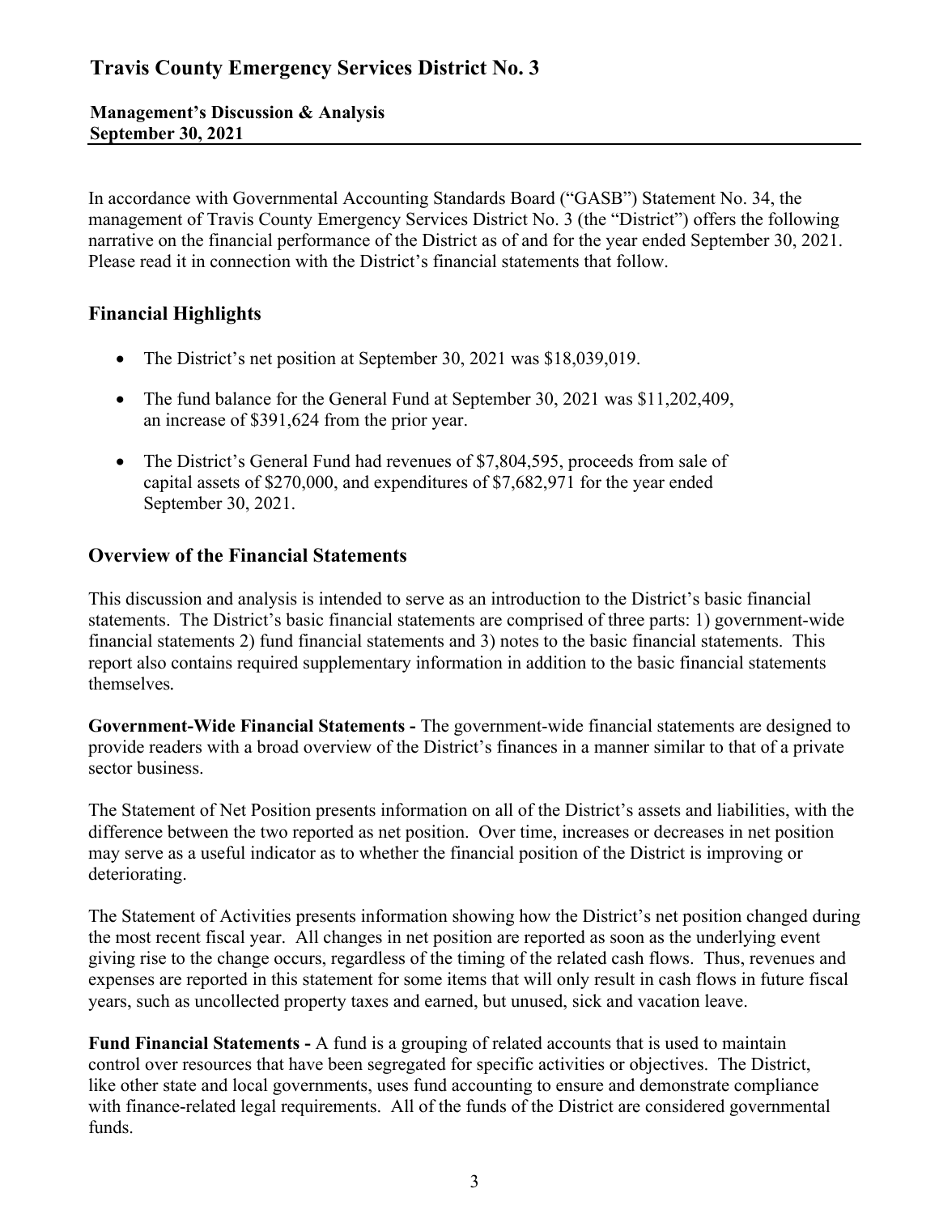# Travis County Emergency Services District No. 3

**Management's Discussion & Analysis**
**September 30, 2021**

In accordance with Governmental Accounting Standards Board ("GASB") Statement No. 34, the management of Travis County Emergency Services District No. 3 (the "District") offers the following narrative on the financial performance of the District as of and for the year ended September 30, 2021. Please read it in connection with the District's financial statements that follow.

## Financial Highlights

- The District's net position at September 30, 2021 was $18,039,019.
- The fund balance for the General Fund at September 30, 2021 was $11,202,409, an increase of $391,624 from the prior year.
- The District's General Fund had revenues of $7,804,595, proceeds from sale of capital assets of $270,000, and expenditures of $7,682,971 for the year ended September 30, 2021.

## Overview of the Financial Statements

This discussion and analysis is intended to serve as an introduction to the District's basic financial statements. The District's basic financial statements are comprised of three parts: 1) government-wide financial statements 2) fund financial statements and 3) notes to the basic financial statements. This report also contains required supplementary information in addition to the basic financial statements themselves.

**Government-Wide Financial Statements -** The government-wide financial statements are designed to provide readers with a broad overview of the District's finances in a manner similar to that of a private sector business.

The Statement of Net Position presents information on all of the District's assets and liabilities, with the difference between the two reported as net position. Over time, increases or decreases in net position may serve as a useful indicator as to whether the financial position of the District is improving or deteriorating.

The Statement of Activities presents information showing how the District's net position changed during the most recent fiscal year. All changes in net position are reported as soon as the underlying event giving rise to the change occurs, regardless of the timing of the related cash flows. Thus, revenues and expenses are reported in this statement for some items that will only result in cash flows in future fiscal years, such as uncollected property taxes and earned, but unused, sick and vacation leave.

**Fund Financial Statements -** A fund is a grouping of related accounts that is used to maintain control over resources that have been segregated for specific activities or objectives. The District, like other state and local governments, uses fund accounting to ensure and demonstrate compliance with finance-related legal requirements. All of the funds of the District are considered governmental funds.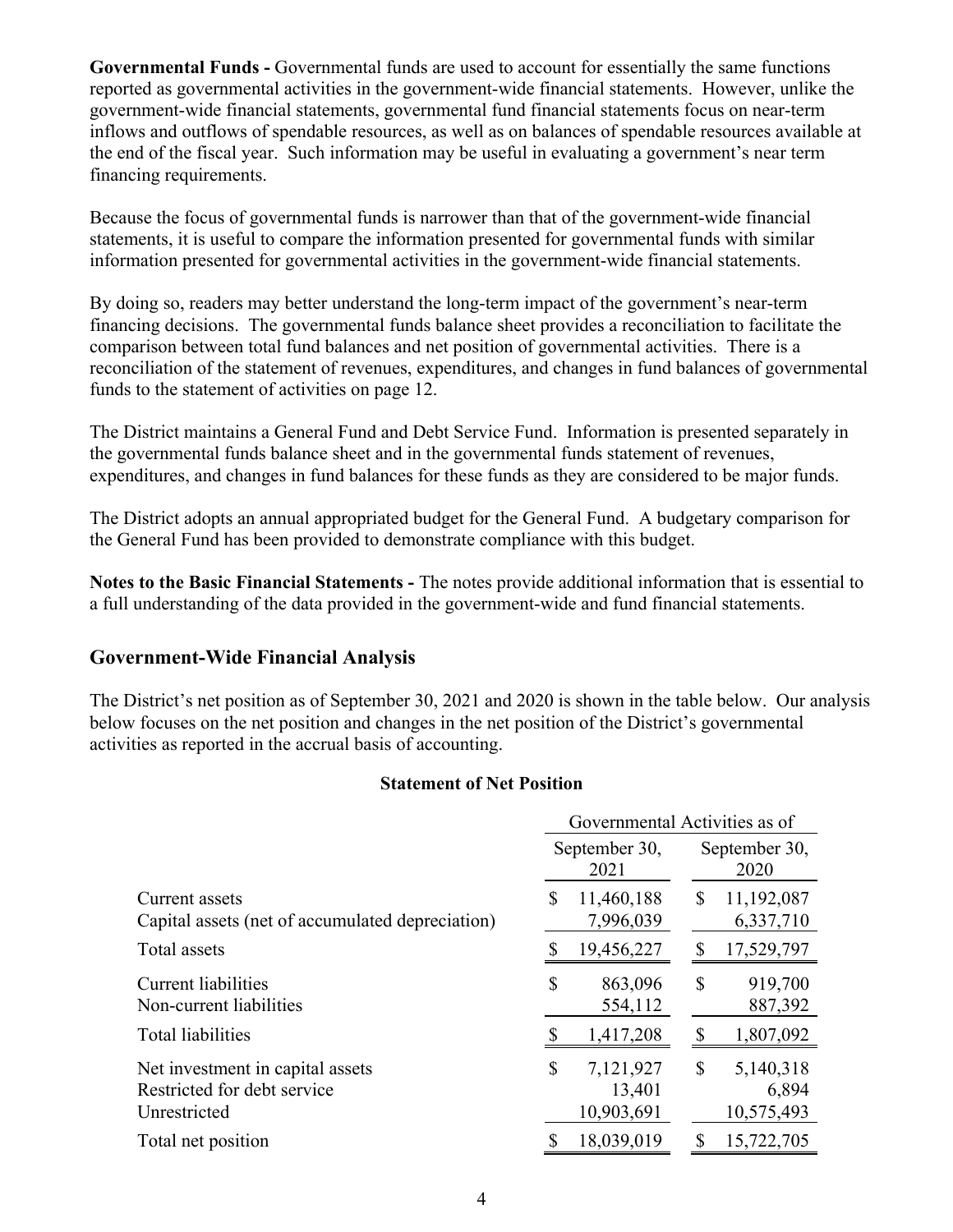**Governmental Funds -** Governmental funds are used to account for essentially the same functions reported as governmental activities in the government-wide financial statements. However, unlike the government-wide financial statements, governmental fund financial statements focus on near-term inflows and outflows of spendable resources, as well as on balances of spendable resources available at the end of the fiscal year. Such information may be useful in evaluating a government's near term financing requirements.

Because the focus of governmental funds is narrower than that of the government-wide financial statements, it is useful to compare the information presented for governmental funds with similar information presented for governmental activities in the government-wide financial statements.

By doing so, readers may better understand the long-term impact of the government's near-term financing decisions. The governmental funds balance sheet provides a reconciliation to facilitate the comparison between total fund balances and net position of governmental activities. There is a reconciliation of the statement of revenues, expenditures, and changes in fund balances of governmental funds to the statement of activities on page 12.

The District maintains a General Fund and Debt Service Fund. Information is presented separately in the governmental funds balance sheet and in the governmental funds statement of revenues, expenditures, and changes in fund balances for these funds as they are considered to be major funds.

The District adopts an annual appropriated budget for the General Fund. A budgetary comparison for the General Fund has been provided to demonstrate compliance with this budget.

**Notes to the Basic Financial Statements -** The notes provide additional information that is essential to a full understanding of the data provided in the government-wide and fund financial statements.

## Government-Wide Financial Analysis

The District's net position as of September 30, 2021 and 2020 is shown in the table below. Our analysis below focuses on the net position and changes in the net position of the District's governmental activities as reported in the accrual basis of accounting.

**Statement of Net Position**

| | Governmental Activities as of | |
|---|---|---|
| | September 30, 2021 | September 30, 2020 |
| Current assets | $ 11,460,188 | $ 11,192,087 |
| Capital assets (net of accumulated depreciation) | 7,996,039 | 6,337,710 |
| Total assets | $ 19,456,227 | $ 17,529,797 |
| Current liabilities | $ 863,096 | $ 919,700 |
| Non-current liabilities | 554,112 | 887,392 |
| Total liabilities | $ 1,417,208 | $ 1,807,092 |
| Net investment in capital assets | $ 7,121,927 | $ 5,140,318 |
| Restricted for debt service | 13,401 | 6,894 |
| Unrestricted | 10,903,691 | 10,575,493 |
| Total net position | $ 18,039,019 | $ 15,722,705 |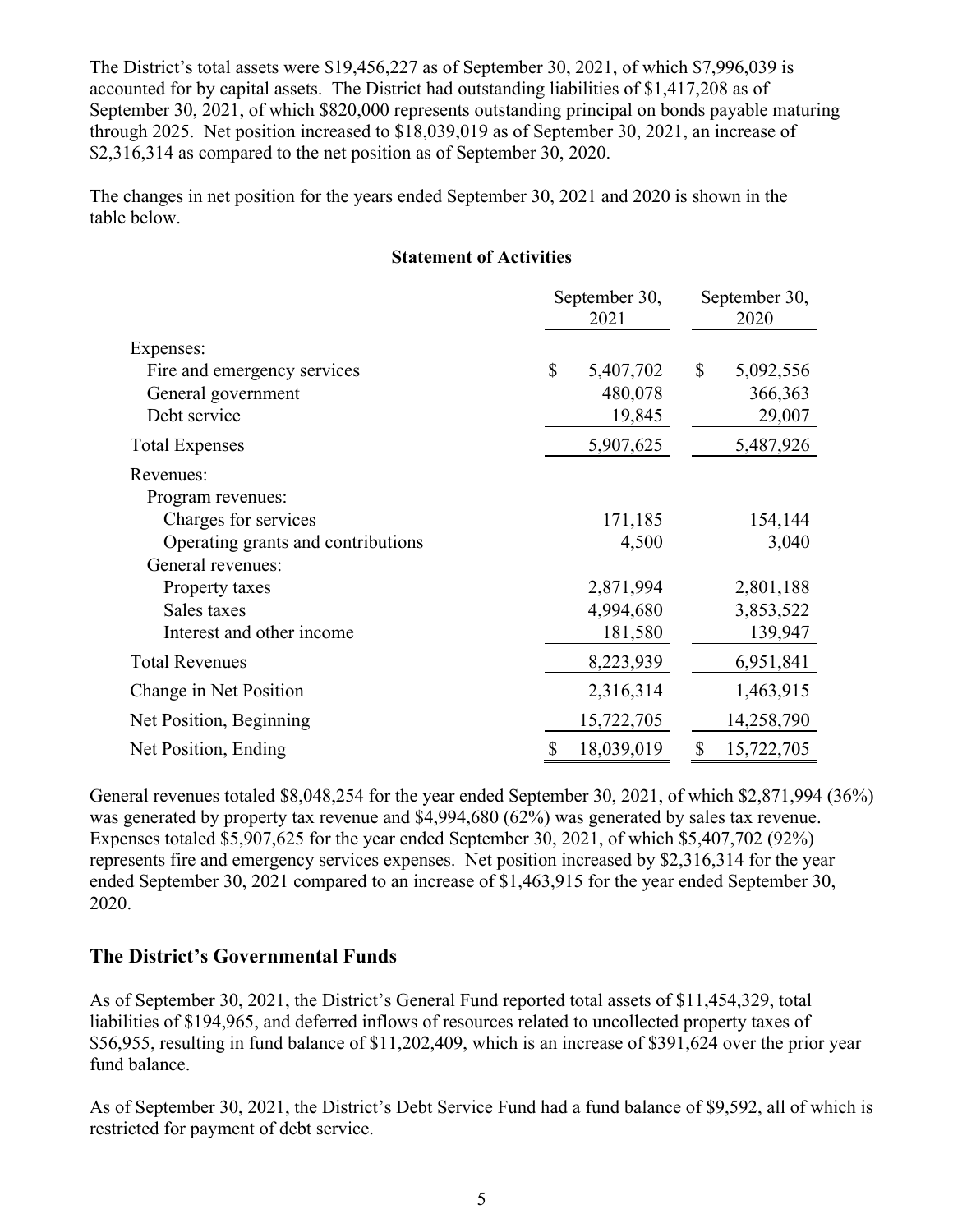The District's total assets were $19,456,227 as of September 30, 2021, of which $7,996,039 is accounted for by capital assets. The District had outstanding liabilities of $1,417,208 as of September 30, 2021, of which $820,000 represents outstanding principal on bonds payable maturing through 2025. Net position increased to $18,039,019 as of September 30, 2021, an increase of $2,316,314 as compared to the net position as of September 30, 2020.

The changes in net position for the years ended September 30, 2021 and 2020 is shown in the table below.

**Statement of Activities**

| | September 30, 2021 | September 30, 2020 |
|---|---|---|
| Expenses: | | |
| Fire and emergency services | $ 5,407,702 | $ 5,092,556 |
| General government | 480,078 | 366,363 |
| Debt service | 19,845 | 29,007 |
| Total Expenses | 5,907,625 | 5,487,926 |
| Revenues: | | |
| Program revenues: | | |
| Charges for services | 171,185 | 154,144 |
| Operating grants and contributions | 4,500 | 3,040 |
| General revenues: | | |
| Property taxes | 2,871,994 | 2,801,188 |
| Sales taxes | 4,994,680 | 3,853,522 |
| Interest and other income | 181,580 | 139,947 |
| Total Revenues | 8,223,939 | 6,951,841 |
| Change in Net Position | 2,316,314 | 1,463,915 |
| Net Position, Beginning | 15,722,705 | 14,258,790 |
| Net Position, Ending | $ 18,039,019 | $ 15,722,705 |

General revenues totaled $8,048,254 for the year ended September 30, 2021, of which $2,871,994 (36%) was generated by property tax revenue and $4,994,680 (62%) was generated by sales tax revenue. Expenses totaled $5,907,625 for the year ended September 30, 2021, of which $5,407,702 (92%) represents fire and emergency services expenses. Net position increased by $2,316,314 for the year ended September 30, 2021 compared to an increase of $1,463,915 for the year ended September 30, 2020.

## The District's Governmental Funds

As of September 30, 2021, the District's General Fund reported total assets of $11,454,329, total liabilities of $194,965, and deferred inflows of resources related to uncollected property taxes of $56,955, resulting in fund balance of $11,202,409, which is an increase of $391,624 over the prior year fund balance.

As of September 30, 2021, the District's Debt Service Fund had a fund balance of $9,592, all of which is restricted for payment of debt service.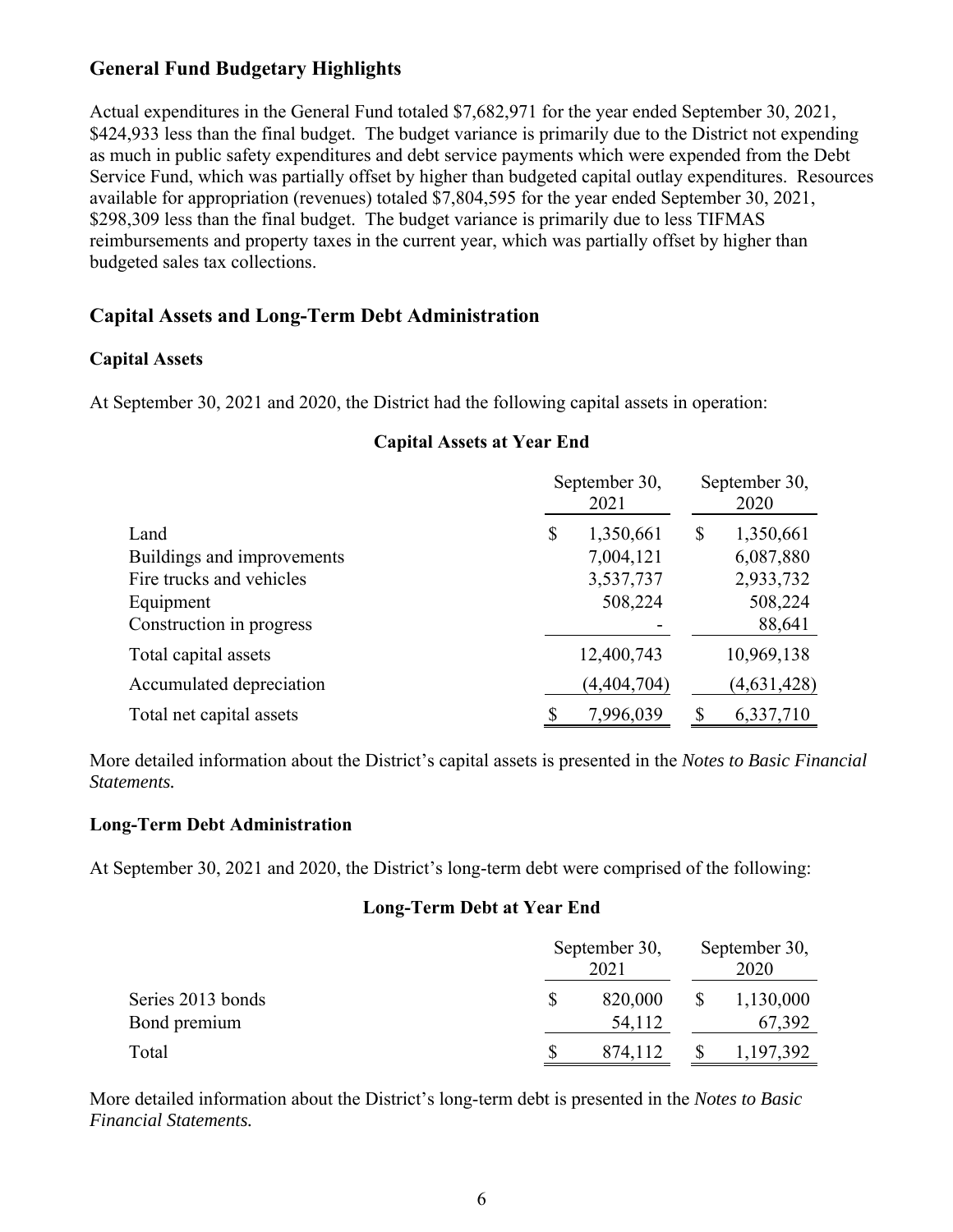## General Fund Budgetary Highlights

Actual expenditures in the General Fund totaled $7,682,971 for the year ended September 30, 2021, $424,933 less than the final budget. The budget variance is primarily due to the District not expending as much in public safety expenditures and debt service payments which were expended from the Debt Service Fund, which was partially offset by higher than budgeted capital outlay expenditures. Resources available for appropriation (revenues) totaled $7,804,595 for the year ended September 30, 2021, $298,309 less than the final budget. The budget variance is primarily due to less TIFMAS reimbursements and property taxes in the current year, which was partially offset by higher than budgeted sales tax collections.

## Capital Assets and Long-Term Debt Administration

### Capital Assets

At September 30, 2021 and 2020, the District had the following capital assets in operation:

**Capital Assets at Year End**

| | September 30, 2021 | September 30, 2020 |
|---|---|---|
| Land | $ 1,350,661 | $ 1,350,661 |
| Buildings and improvements | 7,004,121 | 6,087,880 |
| Fire trucks and vehicles | 3,537,737 | 2,933,732 |
| Equipment | 508,224 | 508,224 |
| Construction in progress | - | 88,641 |
| Total capital assets | 12,400,743 | 10,969,138 |
| Accumulated depreciation | (4,404,704) | (4,631,428) |
| Total net capital assets | $ 7,996,039 | $ 6,337,710 |

More detailed information about the District's capital assets is presented in the *Notes to Basic Financial Statements.*

### Long-Term Debt Administration

At September 30, 2021 and 2020, the District's long-term debt were comprised of the following:

**Long-Term Debt at Year End**

| | September 30, 2021 | September 30, 2020 |
|---|---|---|
| Series 2013 bonds | $ 820,000 | $ 1,130,000 |
| Bond premium | 54,112 | 67,392 |
| Total | $ 874,112 | $ 1,197,392 |

More detailed information about the District's long-term debt is presented in the *Notes to Basic Financial Statements.*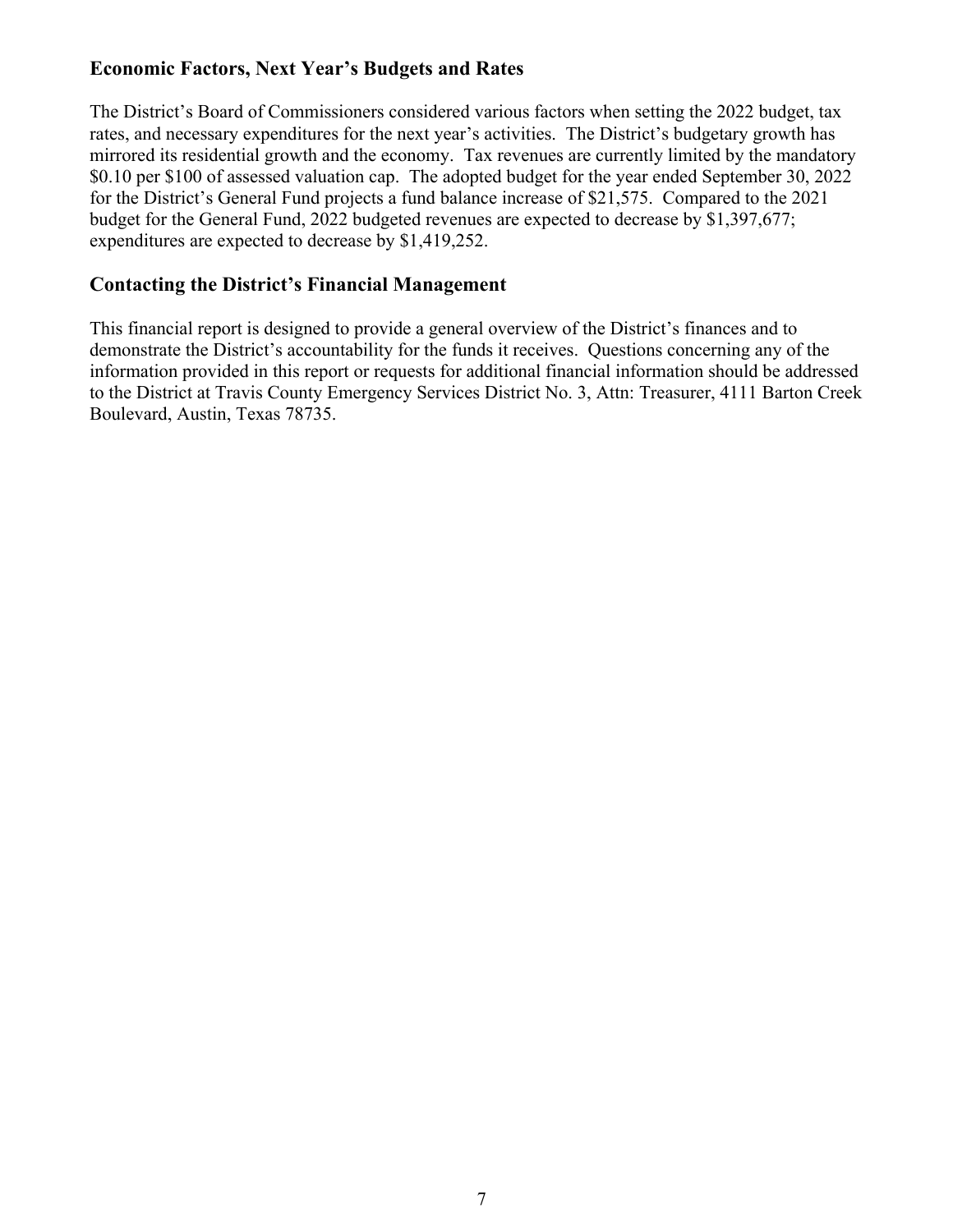## Economic Factors, Next Year's Budgets and Rates

The District's Board of Commissioners considered various factors when setting the 2022 budget, tax rates, and necessary expenditures for the next year's activities. The District's budgetary growth has mirrored its residential growth and the economy. Tax revenues are currently limited by the mandatory $0.10 per $100 of assessed valuation cap. The adopted budget for the year ended September 30, 2022 for the District's General Fund projects a fund balance increase of $21,575. Compared to the 2021 budget for the General Fund, 2022 budgeted revenues are expected to decrease by $1,397,677; expenditures are expected to decrease by $1,419,252.

## Contacting the District's Financial Management

This financial report is designed to provide a general overview of the District's finances and to demonstrate the District's accountability for the funds it receives. Questions concerning any of the information provided in this report or requests for additional financial information should be addressed to the District at Travis County Emergency Services District No. 3, Attn: Treasurer, 4111 Barton Creek Boulevard, Austin, Texas 78735.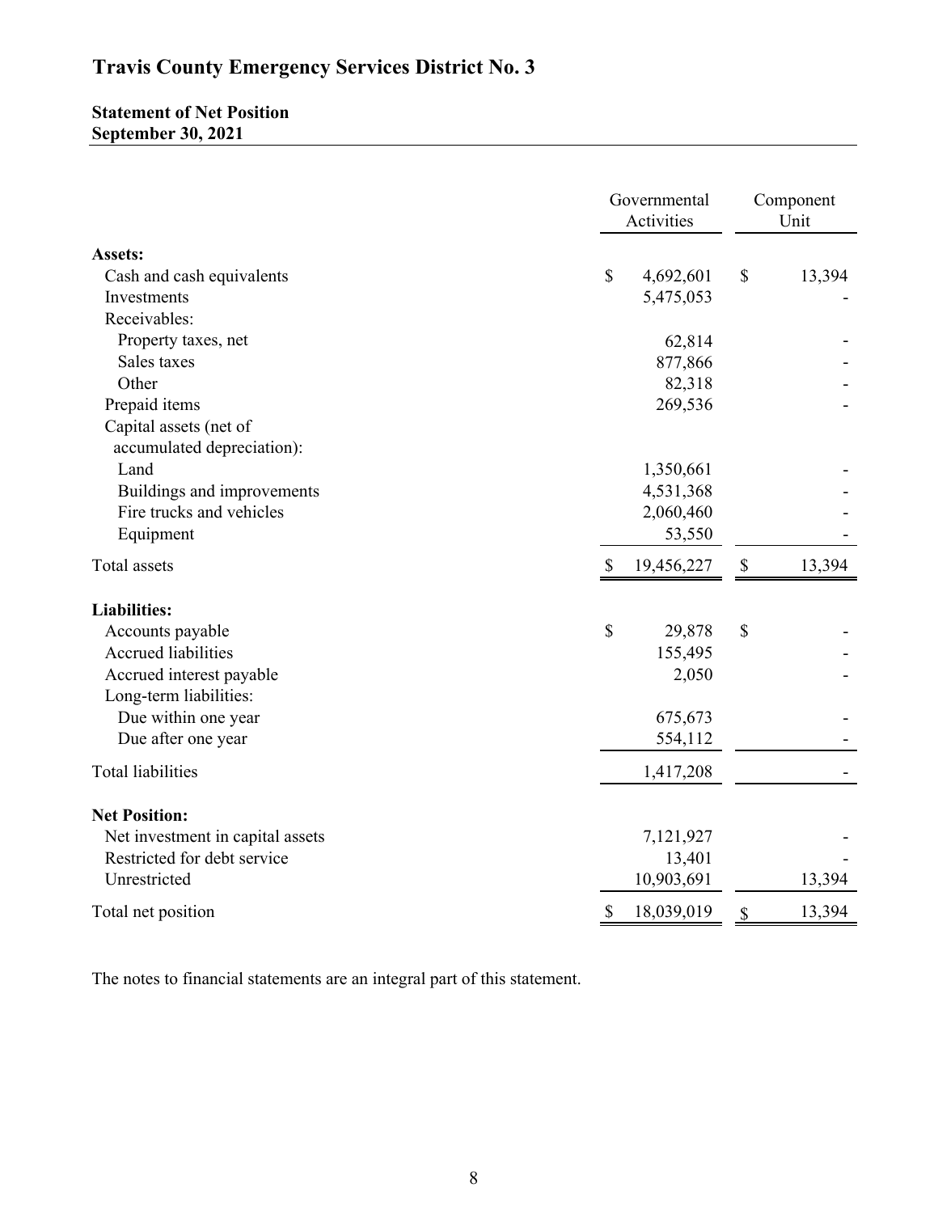# Travis County Emergency Services District No. 3

## Statement of Net Position
## September 30, 2021

| | Governmental Activities | Component Unit |
|---|---|---|
| **Assets:** | | |
| Cash and cash equivalents | $ 4,692,601 | $ 13,394 |
| Investments | 5,475,053 | - |
| Receivables: | | |
| Property taxes, net | 62,814 | - |
| Sales taxes | 877,866 | - |
| Other | 82,318 | - |
| Prepaid items | 269,536 | - |
| Capital assets (net of accumulated depreciation): | | |
| Land | 1,350,661 | - |
| Buildings and improvements | 4,531,368 | - |
| Fire trucks and vehicles | 2,060,460 | - |
| Equipment | 53,550 | - |
| Total assets | $ 19,456,227 | $ 13,394 |
| **Liabilities:** | | |
| Accounts payable | $ 29,878 | $ - |
| Accrued liabilities | 155,495 | - |
| Accrued interest payable | 2,050 | - |
| Long-term liabilities: | | |
| Due within one year | 675,673 | - |
| Due after one year | 554,112 | - |
| Total liabilities | 1,417,208 | - |
| **Net Position:** | | |
| Net investment in capital assets | 7,121,927 | - |
| Restricted for debt service | 13,401 | - |
| Unrestricted | 10,903,691 | 13,394 |
| Total net position | $ 18,039,019 | $ 13,394 |

The notes to financial statements are an integral part of this statement.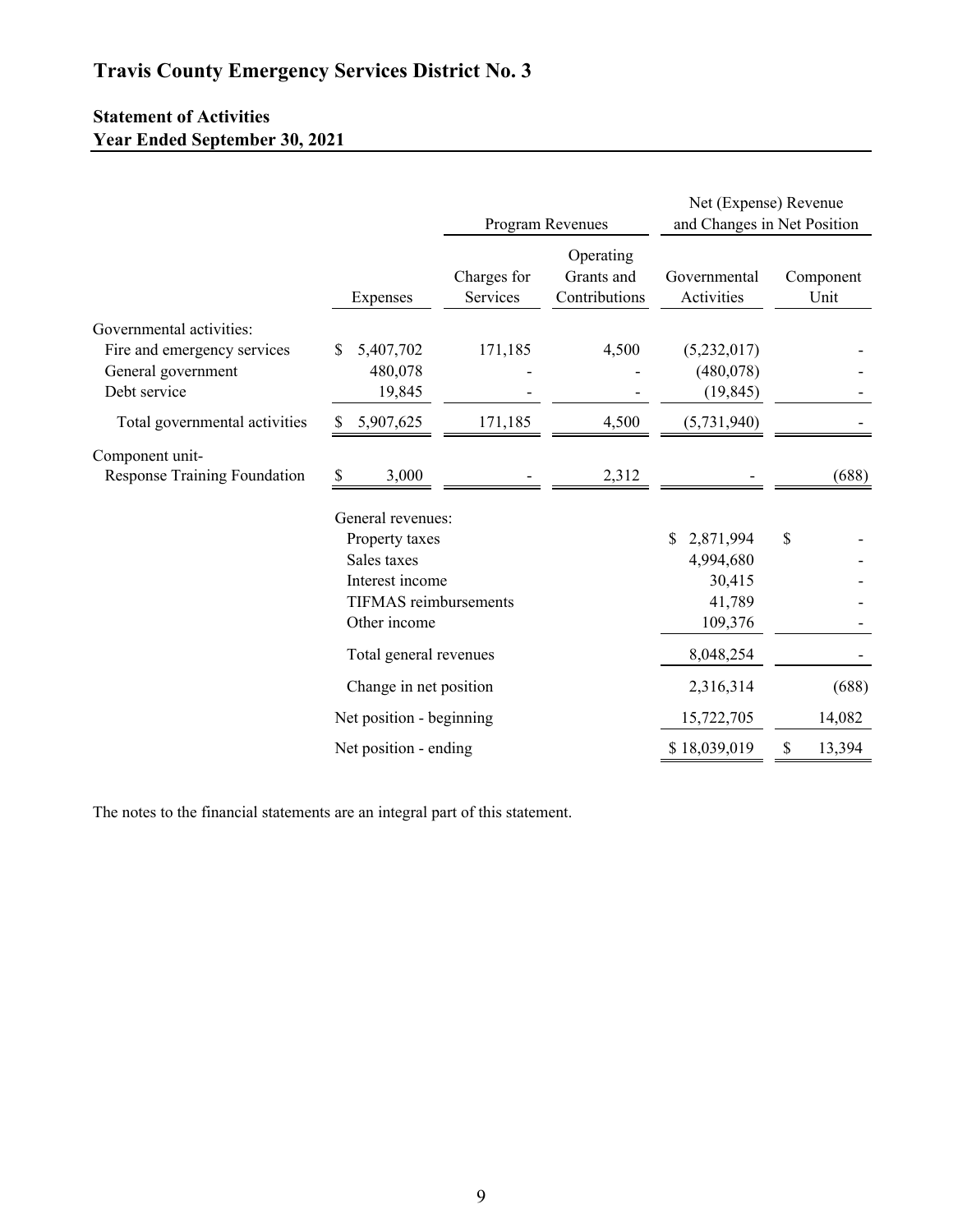# Travis County Emergency Services District No. 3

## Statement of Activities
## Year Ended September 30, 2021

| | | Program Revenues | | Net (Expense) Revenue and Changes in Net Position | |
|---|---|---|---|---|---|
| | Expenses | Charges for Services | Operating Grants and Contributions | Governmental Activities | Component Unit |
| Governmental activities: | | | | | |
| Fire and emergency services | $ 5,407,702 | 171,185 | 4,500 | (5,232,017) | - |
| General government | 480,078 | - | - | (480,078) | - |
| Debt service | 19,845 | - | - | (19,845) | - |
| Total governmental activities | $ 5,907,625 | 171,185 | 4,500 | (5,731,940) | - |
| Component unit- | | | | | |
| Response Training Foundation | $ 3,000 | - | 2,312 | - | (688) |
| | General revenues: | | | | |
| | Property taxes | | | $ 2,871,994 | $ - |
| | Sales taxes | | | 4,994,680 | - |
| | Interest income | | | 30,415 | - |
| | TIFMAS reimbursements | | | 41,789 | - |
| | Other income | | | 109,376 | - |
| | Total general revenues | | | 8,048,254 | - |
| | Change in net position | | | 2,316,314 | (688) |
| | Net position - beginning | | | 15,722,705 | 14,082 |
| | Net position - ending | | | $ 18,039,019 | $ 13,394 |

The notes to the financial statements are an integral part of this statement.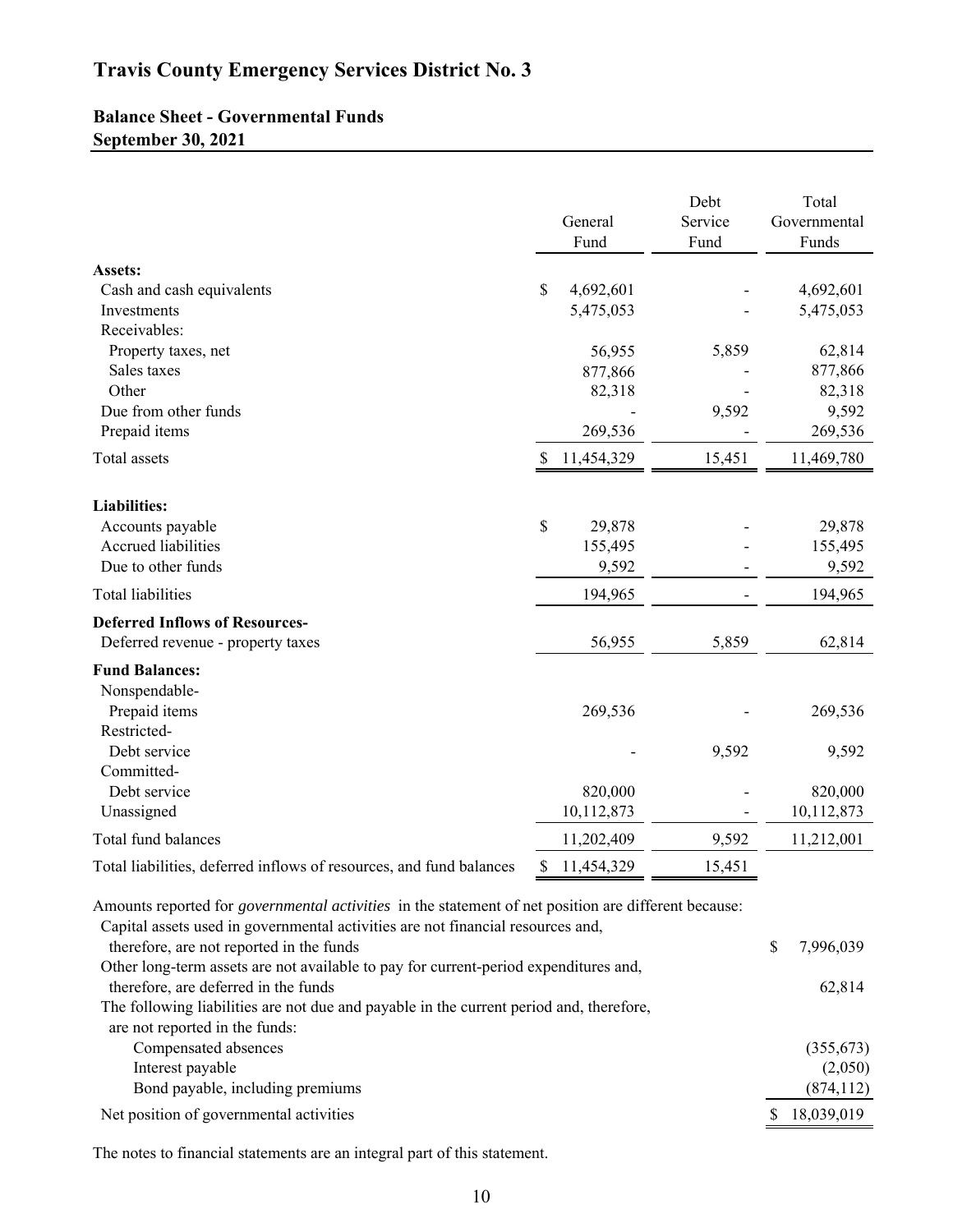# Travis County Emergency Services District No. 3

## Balance Sheet - Governmental Funds
## September 30, 2021

| | General Fund | Debt Service Fund | Total Governmental Funds |
|---|---|---|---|
| **Assets:** | | | |
| Cash and cash equivalents | $ 4,692,601 | - | 4,692,601 |
| Investments | 5,475,053 | - | 5,475,053 |
| Receivables: | | | |
| Property taxes, net | 56,955 | 5,859 | 62,814 |
| Sales taxes | 877,866 | - | 877,866 |
| Other | 82,318 | - | 82,318 |
| Due from other funds | - | 9,592 | 9,592 |
| Prepaid items | 269,536 | - | 269,536 |
| Total assets | $ 11,454,329 | 15,451 | 11,469,780 |
| **Liabilities:** | | | |
| Accounts payable | $ 29,878 | - | 29,878 |
| Accrued liabilities | 155,495 | - | 155,495 |
| Due to other funds | 9,592 | - | 9,592 |
| Total liabilities | 194,965 | - | 194,965 |
| **Deferred Inflows of Resources-** | | | |
| Deferred revenue - property taxes | 56,955 | 5,859 | 62,814 |
| **Fund Balances:** | | | |
| Nonspendable- | | | |
| Prepaid items | 269,536 | - | 269,536 |
| Restricted- | | | |
| Debt service | - | 9,592 | 9,592 |
| Committed- | | | |
| Debt service | 820,000 | - | 820,000 |
| Unassigned | 10,112,873 | - | 10,112,873 |
| Total fund balances | 11,202,409 | 9,592 | 11,212,001 |
| Total liabilities, deferred inflows of resources, and fund balances | $ 11,454,329 | 15,451 | |

Amounts reported for *governmental activities* in the statement of net position are different because:

| | |
|---|---|
| Capital assets used in governmental activities are not financial resources and, therefore, are not reported in the funds | $ 7,996,039 |
| Other long-term assets are not available to pay for current-period expenditures and, therefore, are deferred in the funds | 62,814 |
| The following liabilities are not due and payable in the current period and, therefore, are not reported in the funds: | |
| Compensated absences | (355,673) |
| Interest payable | (2,050) |
| Bond payable, including premiums | (874,112) |
| Net position of governmental activities | $ 18,039,019 |

The notes to financial statements are an integral part of this statement.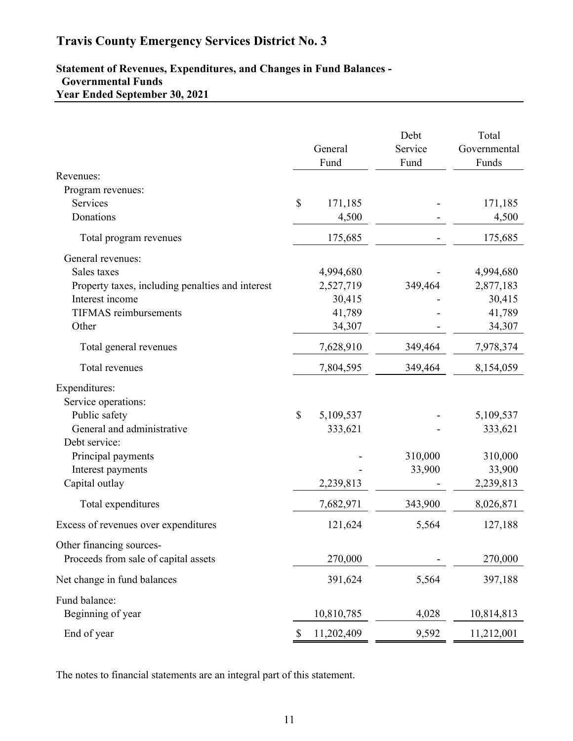# Travis County Emergency Services District No. 3

## Statement of Revenues, Expenditures, and Changes in Fund Balances - Governmental Funds
## Year Ended September 30, 2021

| | General Fund | Debt Service Fund | Total Governmental Funds |
|---|---|---|---|
| Revenues: | | | |
| Program revenues: | | | |
| Services | $ 171,185 | - | 171,185 |
| Donations | 4,500 | - | 4,500 |
| Total program revenues | 175,685 | - | 175,685 |
| General revenues: | | | |
| Sales taxes | 4,994,680 | - | 4,994,680 |
| Property taxes, including penalties and interest | 2,527,719 | 349,464 | 2,877,183 |
| Interest income | 30,415 | - | 30,415 |
| TIFMAS reimbursements | 41,789 | - | 41,789 |
| Other | 34,307 | - | 34,307 |
| Total general revenues | 7,628,910 | 349,464 | 7,978,374 |
| Total revenues | 7,804,595 | 349,464 | 8,154,059 |
| Expenditures: | | | |
| Service operations: | | | |
| Public safety | $ 5,109,537 | - | 5,109,537 |
| General and administrative | 333,621 | - | 333,621 |
| Debt service: | | | |
| Principal payments | - | 310,000 | 310,000 |
| Interest payments | - | 33,900 | 33,900 |
| Capital outlay | 2,239,813 | - | 2,239,813 |
| Total expenditures | 7,682,971 | 343,900 | 8,026,871 |
| Excess of revenues over expenditures | 121,624 | 5,564 | 127,188 |
| Other financing sources- | | | |
| Proceeds from sale of capital assets | 270,000 | - | 270,000 |
| Net change in fund balances | 391,624 | 5,564 | 397,188 |
| Fund balance: | | | |
| Beginning of year | 10,810,785 | 4,028 | 10,814,813 |
| End of year | $ 11,202,409 | 9,592 | 11,212,001 |

The notes to financial statements are an integral part of this statement.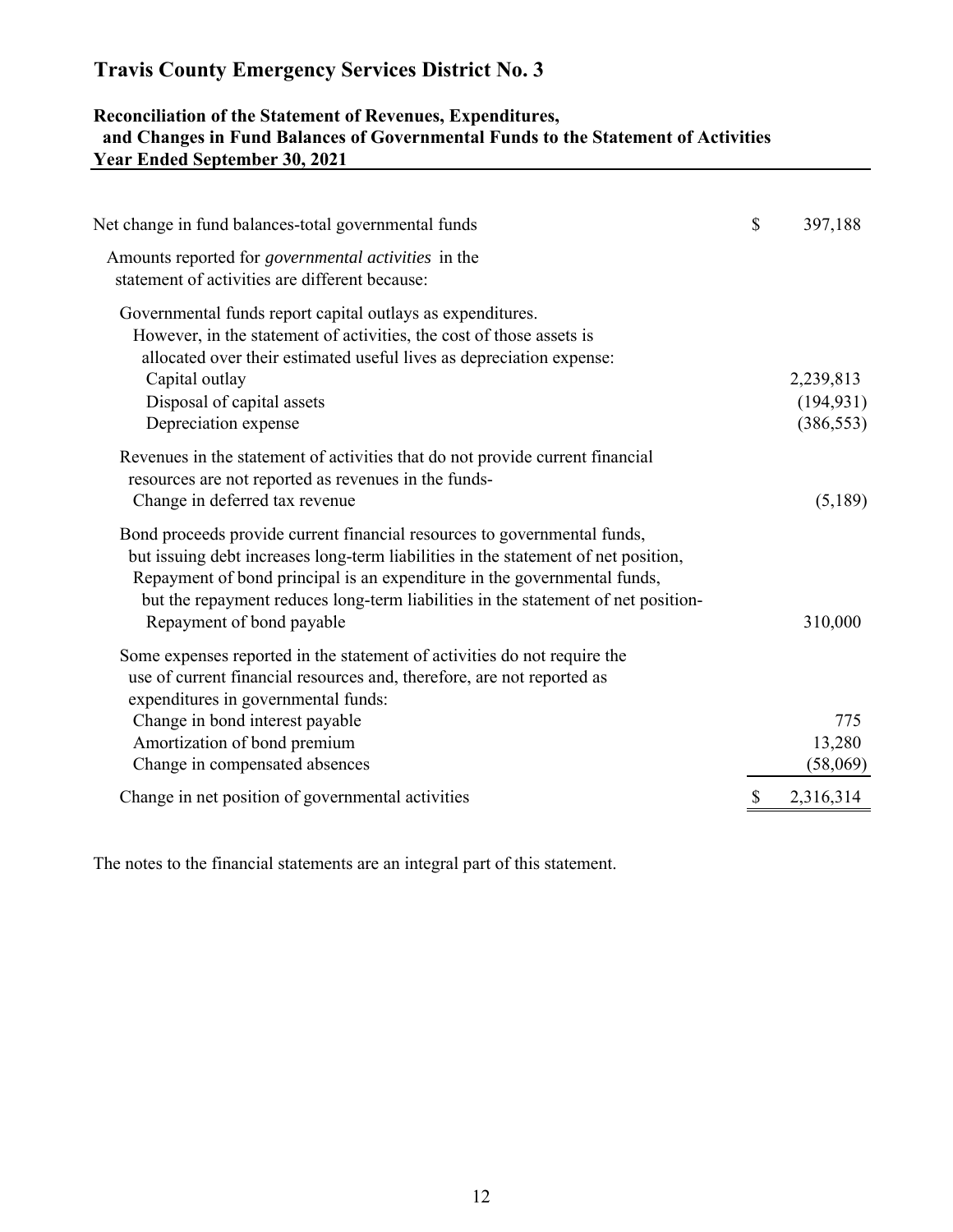# Travis County Emergency Services District No. 3

## Reconciliation of the Statement of Revenues, Expenditures, and Changes in Fund Balances of Governmental Funds to the Statement of Activities

## Year Ended September 30, 2021

| | | |
|---|---|---|
| Net change in fund balances-total governmental funds | $ | 397,188 |
| Amounts reported for *governmental activities* in the statement of activities are different because: | | |
| Governmental funds report capital outlays as expenditures. However, in the statement of activities, the cost of those assets is allocated over their estimated useful lives as depreciation expense: | | |
| Capital outlay | | 2,239,813 |
| Disposal of capital assets | | (194,931) |
| Depreciation expense | | (386,553) |
| Revenues in the statement of activities that do not provide current financial resources are not reported as revenues in the funds- | | |
| Change in deferred tax revenue | | (5,189) |
| Bond proceeds provide current financial resources to governmental funds, but issuing debt increases long-term liabilities in the statement of net position, Repayment of bond principal is an expenditure in the governmental funds, but the repayment reduces long-term liabilities in the statement of net position- | | |
| Repayment of bond payable | | 310,000 |
| Some expenses reported in the statement of activities do not require the use of current financial resources and, therefore, are not reported as expenditures in governmental funds: | | |
| Change in bond interest payable | | 775 |
| Amortization of bond premium | | 13,280 |
| Change in compensated absences | | (58,069) |
| Change in net position of governmental activities | $ | 2,316,314 |

The notes to the financial statements are an integral part of this statement.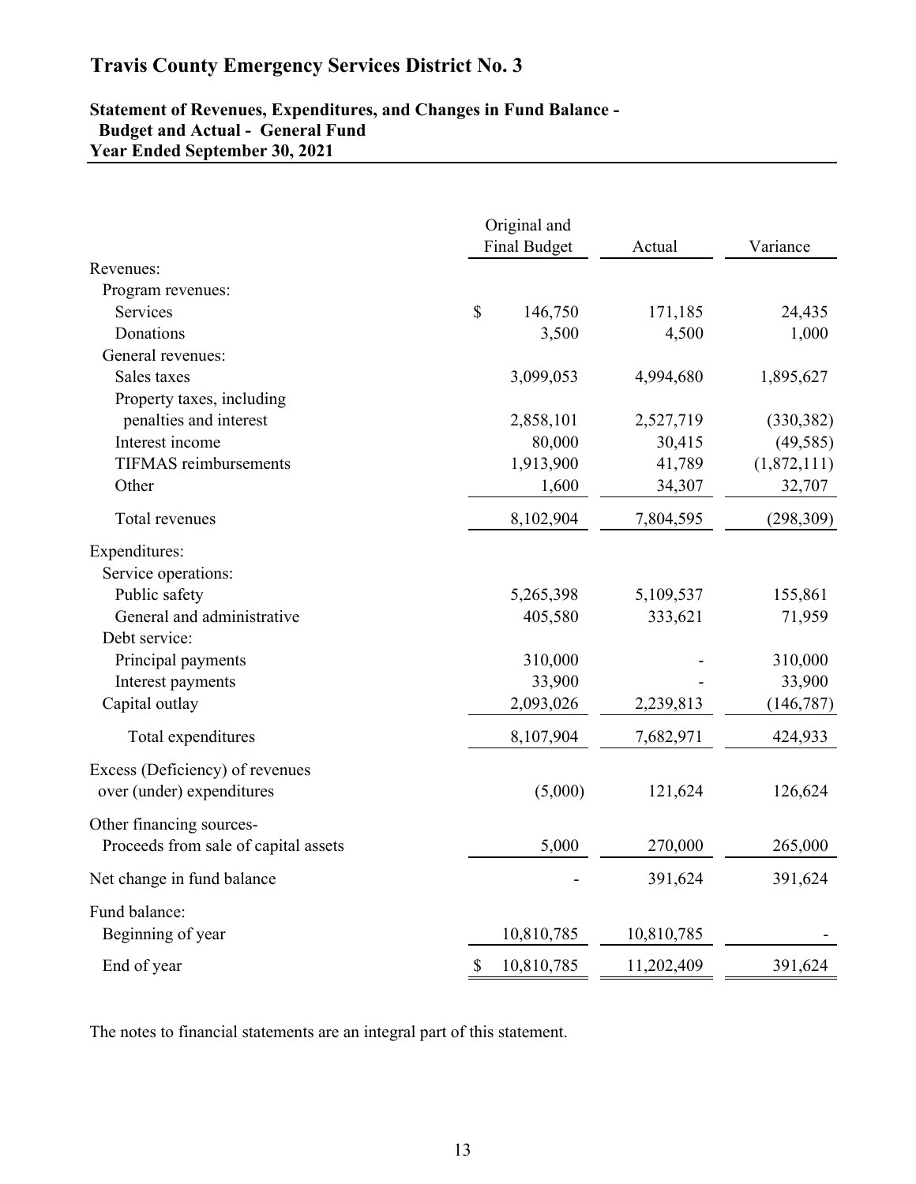# Travis County Emergency Services District No. 3

## Statement of Revenues, Expenditures, and Changes in Fund Balance - Budget and Actual - General Fund
## Year Ended September 30, 2021

| | Original and Final Budget | Actual | Variance |
|---|---|---|---|
| Revenues: | | | |
| Program revenues: | | | |
| Services | $ 146,750 | 171,185 | 24,435 |
| Donations | 3,500 | 4,500 | 1,000 |
| General revenues: | | | |
| Sales taxes | 3,099,053 | 4,994,680 | 1,895,627 |
| Property taxes, including penalties and interest | 2,858,101 | 2,527,719 | (330,382) |
| Interest income | 80,000 | 30,415 | (49,585) |
| TIFMAS reimbursements | 1,913,900 | 41,789 | (1,872,111) |
| Other | 1,600 | 34,307 | 32,707 |
| Total revenues | 8,102,904 | 7,804,595 | (298,309) |
| Expenditures: | | | |
| Service operations: | | | |
| Public safety | 5,265,398 | 5,109,537 | 155,861 |
| General and administrative | 405,580 | 333,621 | 71,959 |
| Debt service: | | | |
| Principal payments | 310,000 | - | 310,000 |
| Interest payments | 33,900 | - | 33,900 |
| Capital outlay | 2,093,026 | 2,239,813 | (146,787) |
| Total expenditures | 8,107,904 | 7,682,971 | 424,933 |
| Excess (Deficiency) of revenues over (under) expenditures | (5,000) | 121,624 | 126,624 |
| Other financing sources- Proceeds from sale of capital assets | 5,000 | 270,000 | 265,000 |
| Net change in fund balance | - | 391,624 | 391,624 |
| Fund balance: | | | |
| Beginning of year | 10,810,785 | 10,810,785 | - |
| End of year | $ 10,810,785 | 11,202,409 | 391,624 |

The notes to financial statements are an integral part of this statement.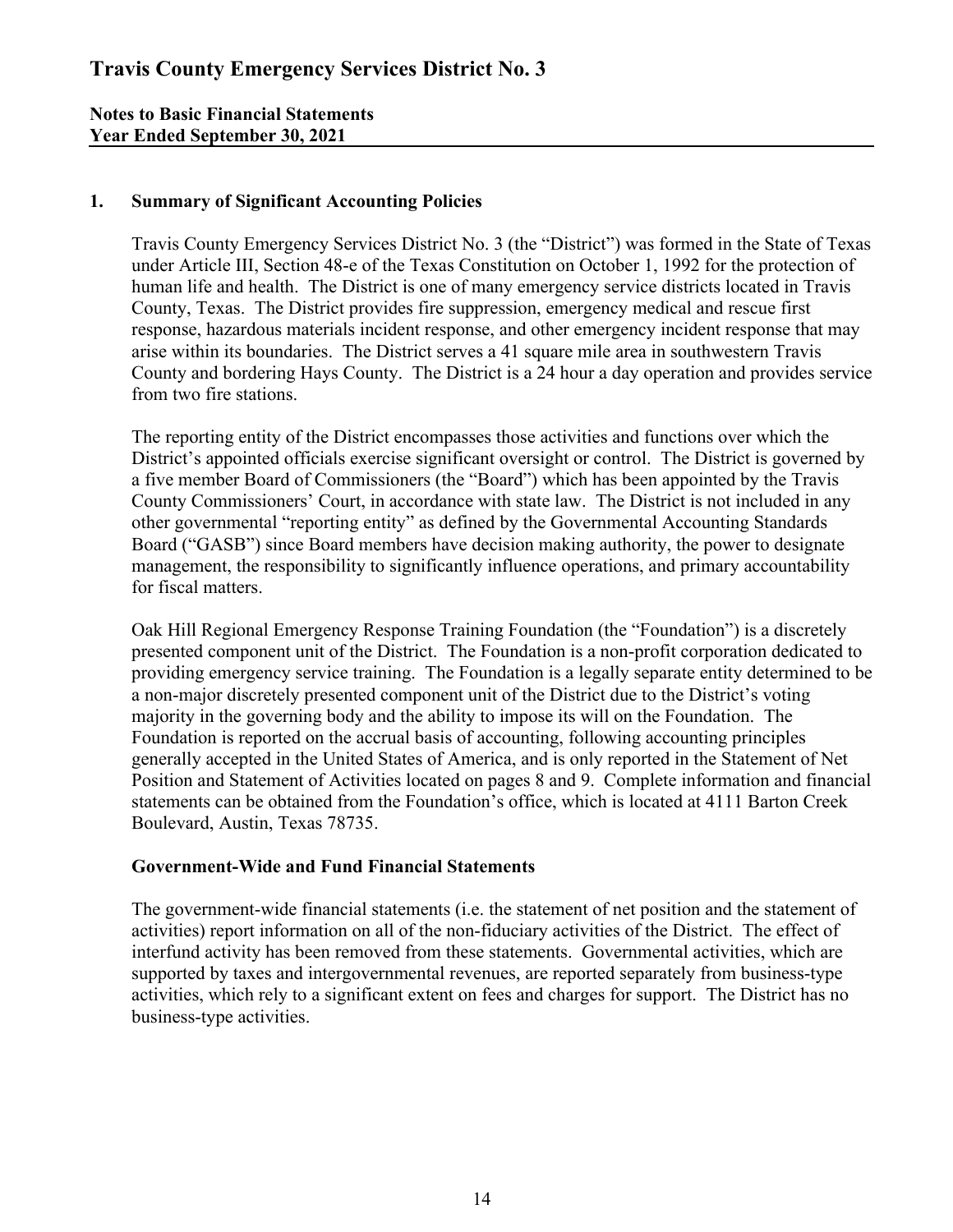# 1. Summary of Significant Accounting Policies

Travis County Emergency Services District No. 3 (the "District") was formed in the State of Texas under Article III, Section 48-e of the Texas Constitution on October 1, 1992 for the protection of human life and health. The District is one of many emergency service districts located in Travis County, Texas. The District provides fire suppression, emergency medical and rescue first response, hazardous materials incident response, and other emergency incident response that may arise within its boundaries. The District serves a 41 square mile area in southwestern Travis County and bordering Hays County. The District is a 24 hour a day operation and provides service from two fire stations.

The reporting entity of the District encompasses those activities and functions over which the District's appointed officials exercise significant oversight or control. The District is governed by a five member Board of Commissioners (the "Board") which has been appointed by the Travis County Commissioners' Court, in accordance with state law. The District is not included in any other governmental "reporting entity" as defined by the Governmental Accounting Standards Board ("GASB") since Board members have decision making authority, the power to designate management, the responsibility to significantly influence operations, and primary accountability for fiscal matters.

Oak Hill Regional Emergency Response Training Foundation (the "Foundation") is a discretely presented component unit of the District. The Foundation is a non-profit corporation dedicated to providing emergency service training. The Foundation is a legally separate entity determined to be a non-major discretely presented component unit of the District due to the District's voting majority in the governing body and the ability to impose its will on the Foundation. The Foundation is reported on the accrual basis of accounting, following accounting principles generally accepted in the United States of America, and is only reported in the Statement of Net Position and Statement of Activities located on pages 8 and 9. Complete information and financial statements can be obtained from the Foundation's office, which is located at 4111 Barton Creek Boulevard, Austin, Texas 78735.

## Government-Wide and Fund Financial Statements

The government-wide financial statements (i.e. the statement of net position and the statement of activities) report information on all of the non-fiduciary activities of the District. The effect of interfund activity has been removed from these statements. Governmental activities, which are supported by taxes and intergovernmental revenues, are reported separately from business-type activities, which rely to a significant extent on fees and charges for support. The District has no business-type activities.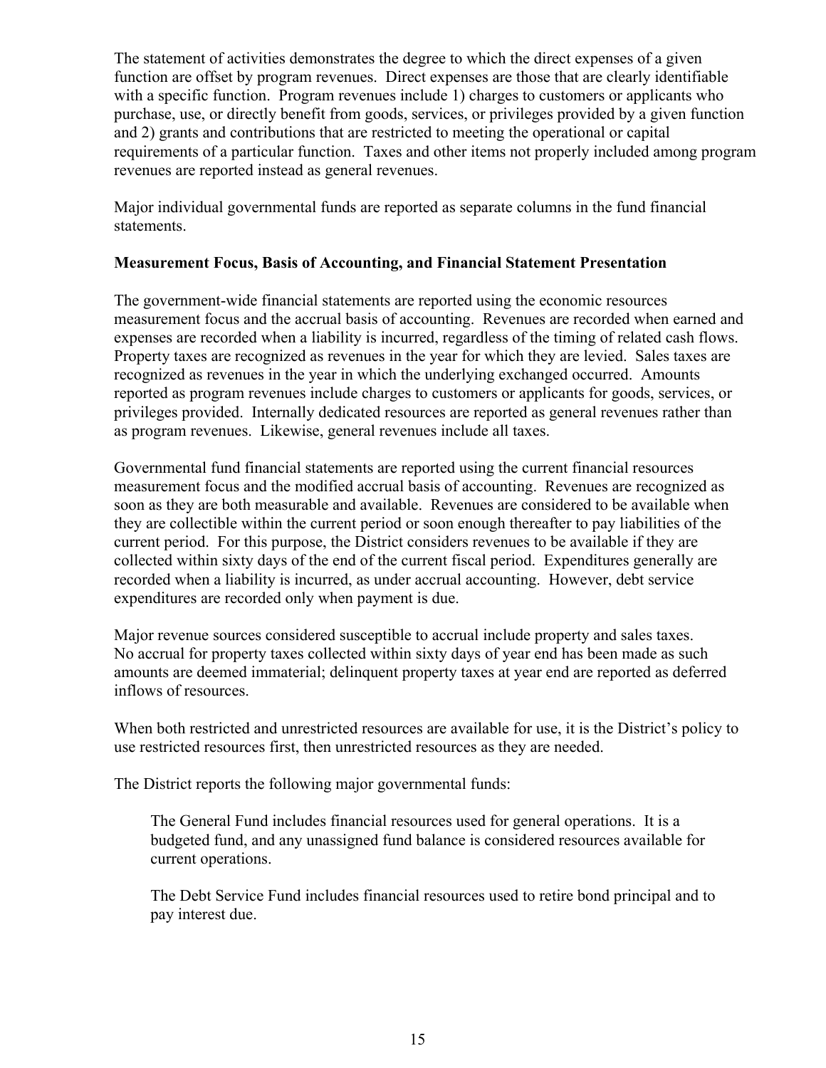The statement of activities demonstrates the degree to which the direct expenses of a given function are offset by program revenues. Direct expenses are those that are clearly identifiable with a specific function. Program revenues include 1) charges to customers or applicants who purchase, use, or directly benefit from goods, services, or privileges provided by a given function and 2) grants and contributions that are restricted to meeting the operational or capital requirements of a particular function. Taxes and other items not properly included among program revenues are reported instead as general revenues.

Major individual governmental funds are reported as separate columns in the fund financial statements.

**Measurement Focus, Basis of Accounting, and Financial Statement Presentation**

The government-wide financial statements are reported using the economic resources measurement focus and the accrual basis of accounting. Revenues are recorded when earned and expenses are recorded when a liability is incurred, regardless of the timing of related cash flows. Property taxes are recognized as revenues in the year for which they are levied. Sales taxes are recognized as revenues in the year in which the underlying exchanged occurred. Amounts reported as program revenues include charges to customers or applicants for goods, services, or privileges provided. Internally dedicated resources are reported as general revenues rather than as program revenues. Likewise, general revenues include all taxes.

Governmental fund financial statements are reported using the current financial resources measurement focus and the modified accrual basis of accounting. Revenues are recognized as soon as they are both measurable and available. Revenues are considered to be available when they are collectible within the current period or soon enough thereafter to pay liabilities of the current period. For this purpose, the District considers revenues to be available if they are collected within sixty days of the end of the current fiscal period. Expenditures generally are recorded when a liability is incurred, as under accrual accounting. However, debt service expenditures are recorded only when payment is due.

Major revenue sources considered susceptible to accrual include property and sales taxes. No accrual for property taxes collected within sixty days of year end has been made as such amounts are deemed immaterial; delinquent property taxes at year end are reported as deferred inflows of resources.

When both restricted and unrestricted resources are available for use, it is the District's policy to use restricted resources first, then unrestricted resources as they are needed.

The District reports the following major governmental funds:

> The General Fund includes financial resources used for general operations. It is a budgeted fund, and any unassigned fund balance is considered resources available for current operations.
>
> The Debt Service Fund includes financial resources used to retire bond principal and to pay interest due.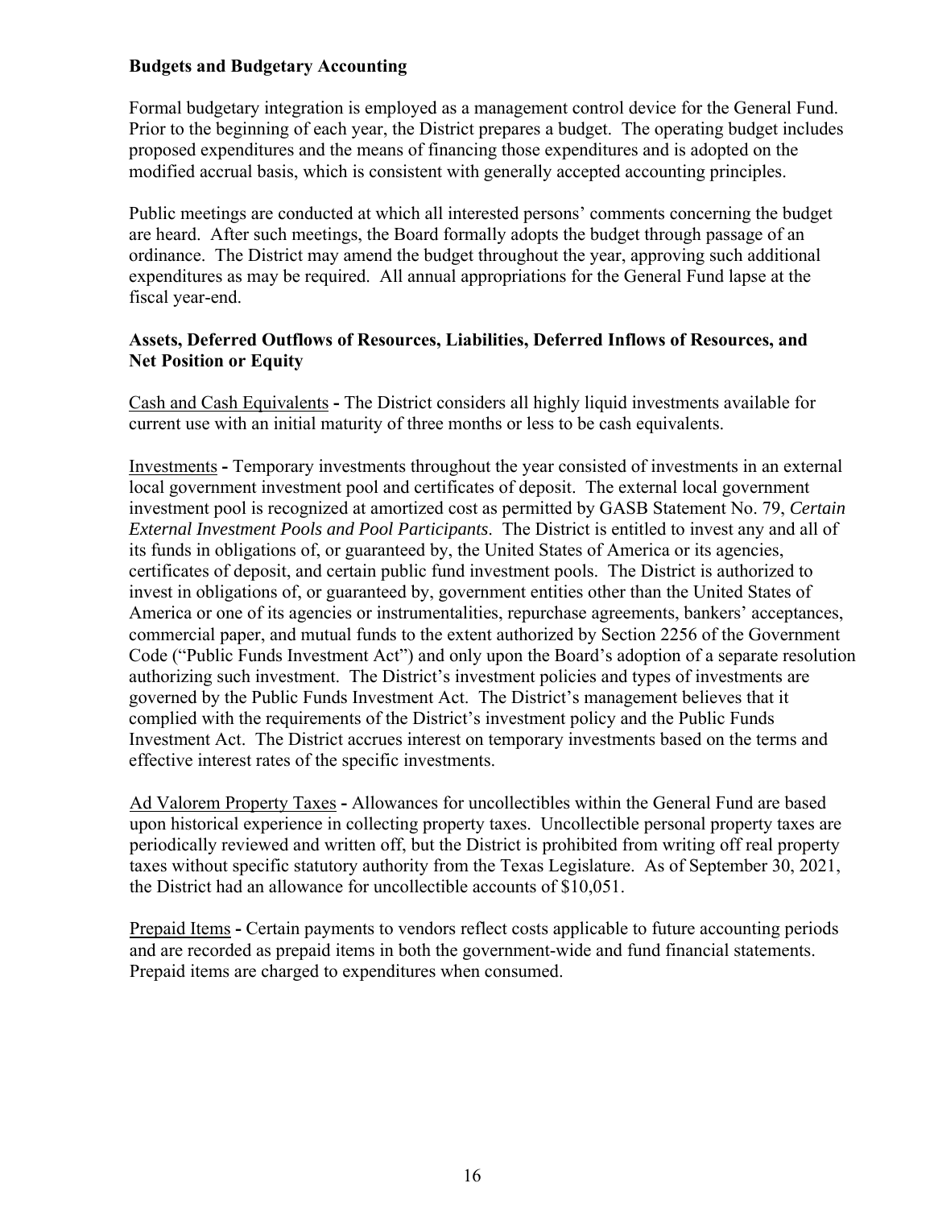**Budgets and Budgetary Accounting**

Formal budgetary integration is employed as a management control device for the General Fund. Prior to the beginning of each year, the District prepares a budget. The operating budget includes proposed expenditures and the means of financing those expenditures and is adopted on the modified accrual basis, which is consistent with generally accepted accounting principles.

Public meetings are conducted at which all interested persons' comments concerning the budget are heard. After such meetings, the Board formally adopts the budget through passage of an ordinance. The District may amend the budget throughout the year, approving such additional expenditures as may be required. All annual appropriations for the General Fund lapse at the fiscal year-end.

**Assets, Deferred Outflows of Resources, Liabilities, Deferred Inflows of Resources, and Net Position or Equity**

Cash and Cash Equivalents **-** The District considers all highly liquid investments available for current use with an initial maturity of three months or less to be cash equivalents.

Investments **-** Temporary investments throughout the year consisted of investments in an external local government investment pool and certificates of deposit. The external local government investment pool is recognized at amortized cost as permitted by GASB Statement No. 79, *Certain External Investment Pools and Pool Participants*. The District is entitled to invest any and all of its funds in obligations of, or guaranteed by, the United States of America or its agencies, certificates of deposit, and certain public fund investment pools. The District is authorized to invest in obligations of, or guaranteed by, government entities other than the United States of America or one of its agencies or instrumentalities, repurchase agreements, bankers' acceptances, commercial paper, and mutual funds to the extent authorized by Section 2256 of the Government Code ("Public Funds Investment Act") and only upon the Board's adoption of a separate resolution authorizing such investment. The District's investment policies and types of investments are governed by the Public Funds Investment Act. The District's management believes that it complied with the requirements of the District's investment policy and the Public Funds Investment Act. The District accrues interest on temporary investments based on the terms and effective interest rates of the specific investments.

Ad Valorem Property Taxes **-** Allowances for uncollectibles within the General Fund are based upon historical experience in collecting property taxes. Uncollectible personal property taxes are periodically reviewed and written off, but the District is prohibited from writing off real property taxes without specific statutory authority from the Texas Legislature. As of September 30, 2021, the District had an allowance for uncollectible accounts of $10,051.

Prepaid Items **-** Certain payments to vendors reflect costs applicable to future accounting periods and are recorded as prepaid items in both the government-wide and fund financial statements. Prepaid items are charged to expenditures when consumed.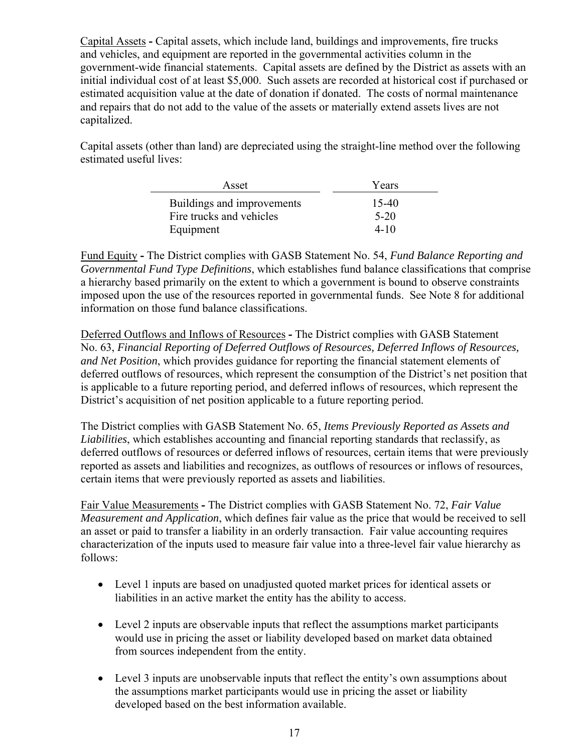Capital Assets - Capital assets, which include land, buildings and improvements, fire trucks and vehicles, and equipment are reported in the governmental activities column in the government-wide financial statements. Capital assets are defined by the District as assets with an initial individual cost of at least $5,000. Such assets are recorded at historical cost if purchased or estimated acquisition value at the date of donation if donated. The costs of normal maintenance and repairs that do not add to the value of the assets or materially extend assets lives are not capitalized.

Capital assets (other than land) are depreciated using the straight-line method over the following estimated useful lives:

| Asset | Years |
| --- | --- |
| Buildings and improvements | 15-40 |
| Fire trucks and vehicles | 5-20 |
| Equipment | 4-10 |

Fund Equity - The District complies with GASB Statement No. 54, *Fund Balance Reporting and Governmental Fund Type Definitions*, which establishes fund balance classifications that comprise a hierarchy based primarily on the extent to which a government is bound to observe constraints imposed upon the use of the resources reported in governmental funds. See Note 8 for additional information on those fund balance classifications.

Deferred Outflows and Inflows of Resources - The District complies with GASB Statement No. 63, *Financial Reporting of Deferred Outflows of Resources, Deferred Inflows of Resources, and Net Position*, which provides guidance for reporting the financial statement elements of deferred outflows of resources, which represent the consumption of the District's net position that is applicable to a future reporting period, and deferred inflows of resources, which represent the District's acquisition of net position applicable to a future reporting period.

The District complies with GASB Statement No. 65, *Items Previously Reported as Assets and Liabilities*, which establishes accounting and financial reporting standards that reclassify, as deferred outflows of resources or deferred inflows of resources, certain items that were previously reported as assets and liabilities and recognizes, as outflows of resources or inflows of resources, certain items that were previously reported as assets and liabilities.

Fair Value Measurements - The District complies with GASB Statement No. 72, *Fair Value Measurement and Application*, which defines fair value as the price that would be received to sell an asset or paid to transfer a liability in an orderly transaction. Fair value accounting requires characterization of the inputs used to measure fair value into a three-level fair value hierarchy as follows:

- Level 1 inputs are based on unadjusted quoted market prices for identical assets or liabilities in an active market the entity has the ability to access.

- Level 2 inputs are observable inputs that reflect the assumptions market participants would use in pricing the asset or liability developed based on market data obtained from sources independent from the entity.

- Level 3 inputs are unobservable inputs that reflect the entity's own assumptions about the assumptions market participants would use in pricing the asset or liability developed based on the best information available.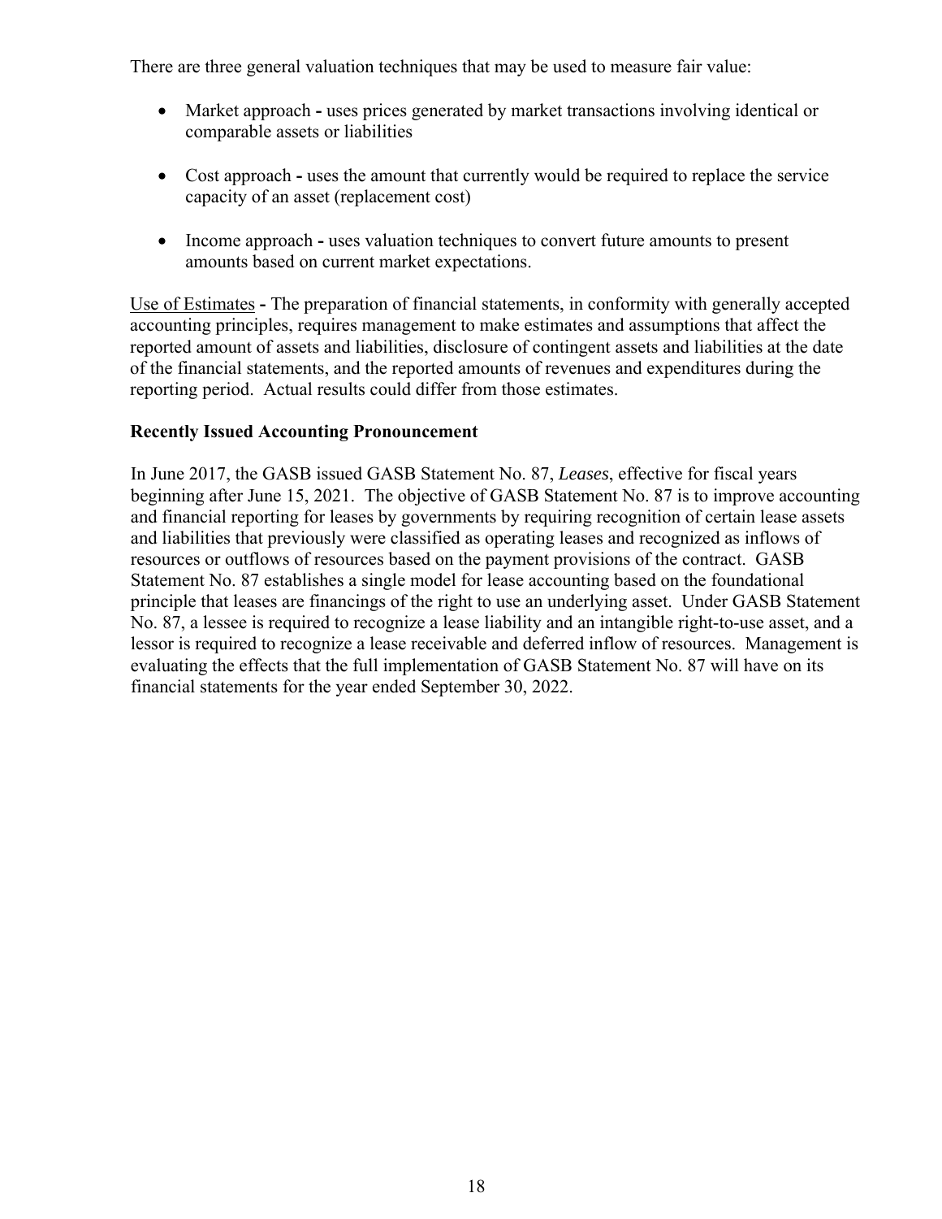There are three general valuation techniques that may be used to measure fair value:

- Market approach **-** uses prices generated by market transactions involving identical or comparable assets or liabilities
- Cost approach **-** uses the amount that currently would be required to replace the service capacity of an asset (replacement cost)
- Income approach **-** uses valuation techniques to convert future amounts to present amounts based on current market expectations.

<u>Use of Estimates</u> **-** The preparation of financial statements, in conformity with generally accepted accounting principles, requires management to make estimates and assumptions that affect the reported amount of assets and liabilities, disclosure of contingent assets and liabilities at the date of the financial statements, and the reported amounts of revenues and expenditures during the reporting period. Actual results could differ from those estimates.

**Recently Issued Accounting Pronouncement**

In June 2017, the GASB issued GASB Statement No. 87, *Leases*, effective for fiscal years beginning after June 15, 2021. The objective of GASB Statement No. 87 is to improve accounting and financial reporting for leases by governments by requiring recognition of certain lease assets and liabilities that previously were classified as operating leases and recognized as inflows of resources or outflows of resources based on the payment provisions of the contract. GASB Statement No. 87 establishes a single model for lease accounting based on the foundational principle that leases are financings of the right to use an underlying asset. Under GASB Statement No. 87, a lessee is required to recognize a lease liability and an intangible right-to-use asset, and a lessor is required to recognize a lease receivable and deferred inflow of resources. Management is evaluating the effects that the full implementation of GASB Statement No. 87 will have on its financial statements for the year ended September 30, 2022.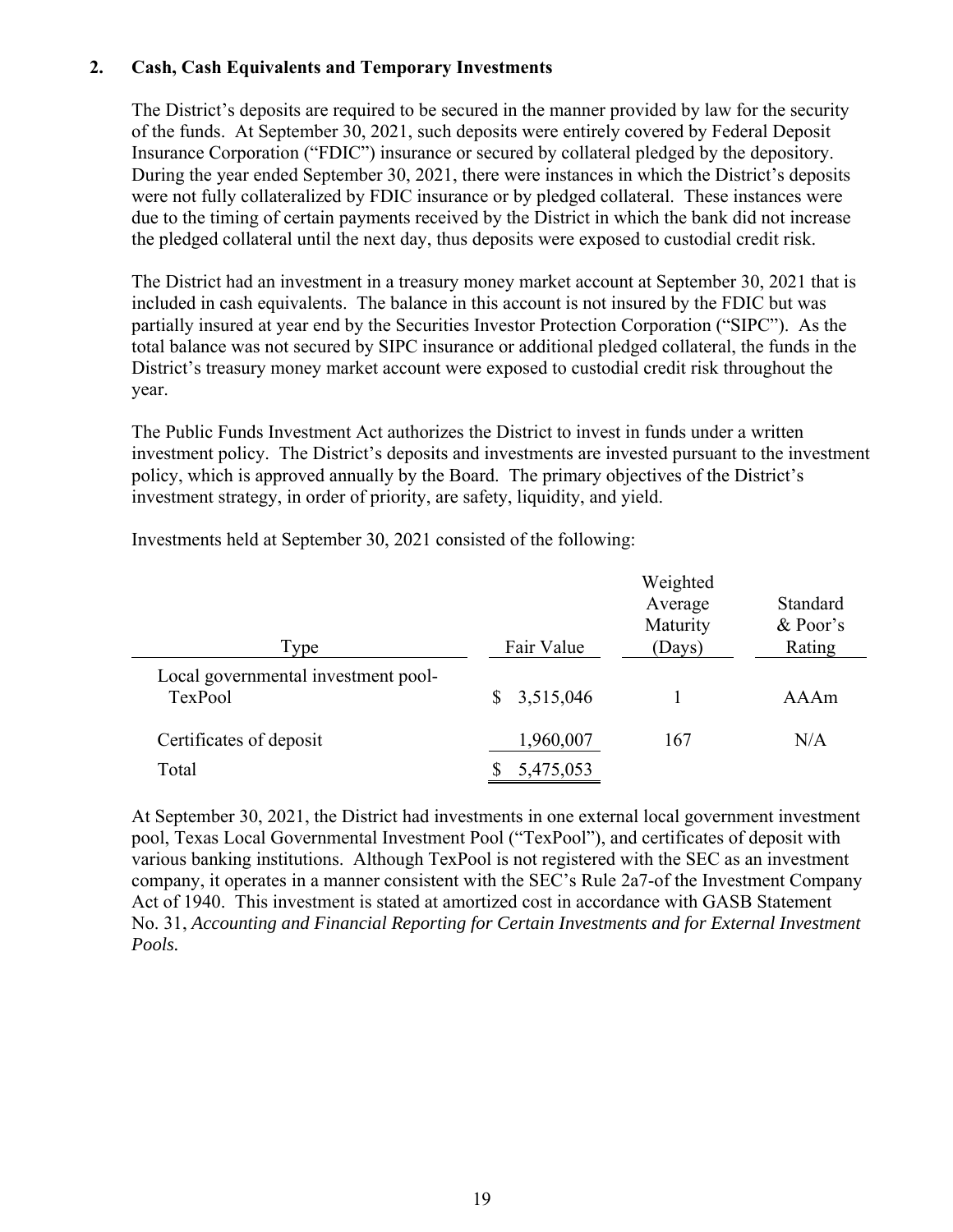## 2. Cash, Cash Equivalents and Temporary Investments

The District's deposits are required to be secured in the manner provided by law for the security of the funds. At September 30, 2021, such deposits were entirely covered by Federal Deposit Insurance Corporation ("FDIC") insurance or secured by collateral pledged by the depository. During the year ended September 30, 2021, there were instances in which the District's deposits were not fully collateralized by FDIC insurance or by pledged collateral. These instances were due to the timing of certain payments received by the District in which the bank did not increase the pledged collateral until the next day, thus deposits were exposed to custodial credit risk.

The District had an investment in a treasury money market account at September 30, 2021 that is included in cash equivalents. The balance in this account is not insured by the FDIC but was partially insured at year end by the Securities Investor Protection Corporation ("SIPC"). As the total balance was not secured by SIPC insurance or additional pledged collateral, the funds in the District's treasury money market account were exposed to custodial credit risk throughout the year.

The Public Funds Investment Act authorizes the District to invest in funds under a written investment policy. The District's deposits and investments are invested pursuant to the investment policy, which is approved annually by the Board. The primary objectives of the District's investment strategy, in order of priority, are safety, liquidity, and yield.

Investments held at September 30, 2021 consisted of the following:

| Type | Fair Value | Weighted Average Maturity (Days) | Standard & Poor's Rating |
|---|---|---|---|
| Local governmental investment pool- TexPool | $ 3,515,046 | 1 | AAAm |
| Certificates of deposit | 1,960,007 | 167 | N/A |
| Total | $ 5,475,053 | | |

At September 30, 2021, the District had investments in one external local government investment pool, Texas Local Governmental Investment Pool ("TexPool"), and certificates of deposit with various banking institutions. Although TexPool is not registered with the SEC as an investment company, it operates in a manner consistent with the SEC's Rule 2a7-of the Investment Company Act of 1940. This investment is stated at amortized cost in accordance with GASB Statement No. 31, *Accounting and Financial Reporting for Certain Investments and for External Investment Pools.*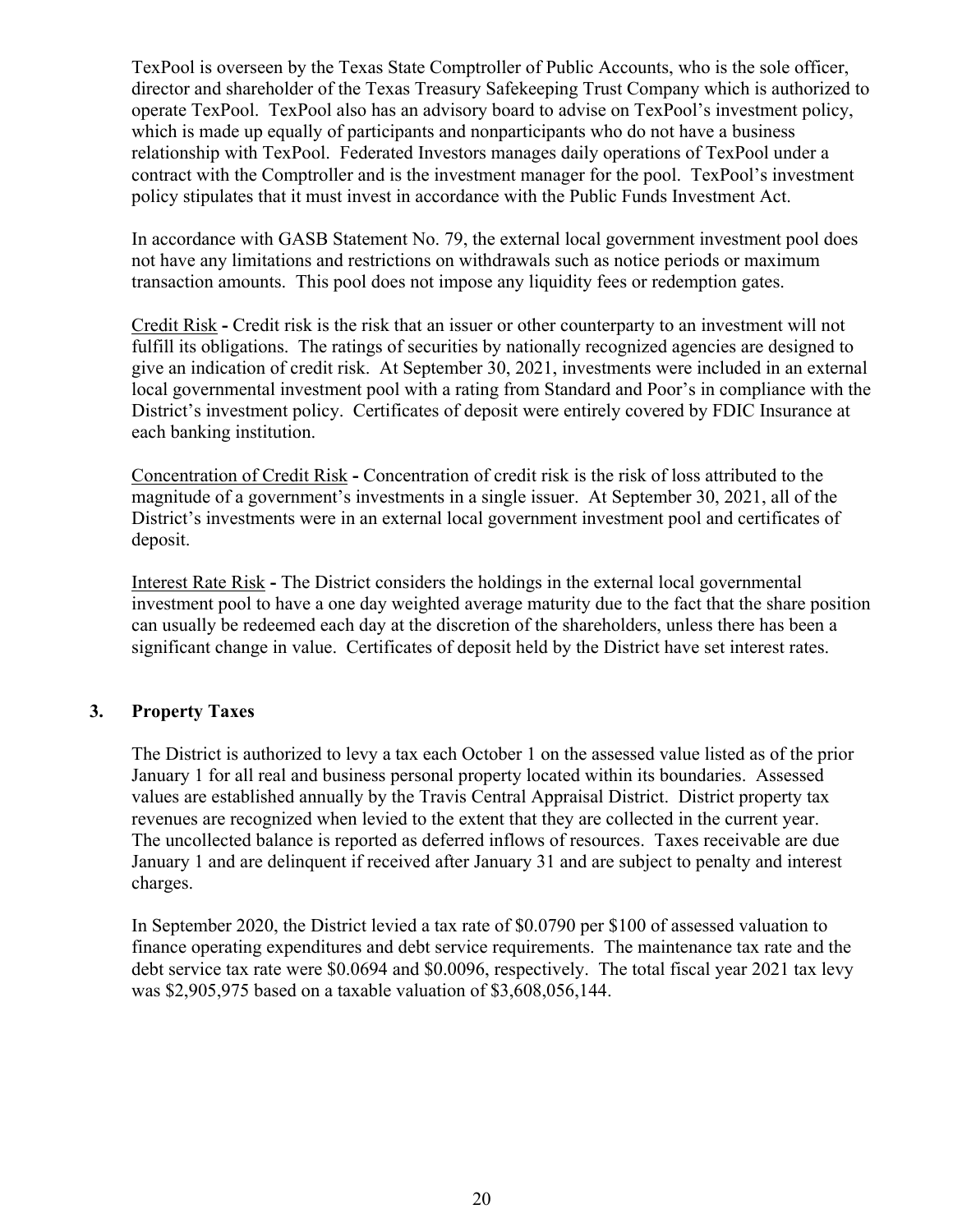TexPool is overseen by the Texas State Comptroller of Public Accounts, who is the sole officer, director and shareholder of the Texas Treasury Safekeeping Trust Company which is authorized to operate TexPool. TexPool also has an advisory board to advise on TexPool's investment policy, which is made up equally of participants and nonparticipants who do not have a business relationship with TexPool. Federated Investors manages daily operations of TexPool under a contract with the Comptroller and is the investment manager for the pool. TexPool's investment policy stipulates that it must invest in accordance with the Public Funds Investment Act.

In accordance with GASB Statement No. 79, the external local government investment pool does not have any limitations and restrictions on withdrawals such as notice periods or maximum transaction amounts. This pool does not impose any liquidity fees or redemption gates.

Credit Risk **-** Credit risk is the risk that an issuer or other counterparty to an investment will not fulfill its obligations. The ratings of securities by nationally recognized agencies are designed to give an indication of credit risk. At September 30, 2021, investments were included in an external local governmental investment pool with a rating from Standard and Poor's in compliance with the District's investment policy. Certificates of deposit were entirely covered by FDIC Insurance at each banking institution.

Concentration of Credit Risk **-** Concentration of credit risk is the risk of loss attributed to the magnitude of a government's investments in a single issuer. At September 30, 2021, all of the District's investments were in an external local government investment pool and certificates of deposit.

Interest Rate Risk **-** The District considers the holdings in the external local governmental investment pool to have a one day weighted average maturity due to the fact that the share position can usually be redeemed each day at the discretion of the shareholders, unless there has been a significant change in value. Certificates of deposit held by the District have set interest rates.

## 3. Property Taxes

The District is authorized to levy a tax each October 1 on the assessed value listed as of the prior January 1 for all real and business personal property located within its boundaries. Assessed values are established annually by the Travis Central Appraisal District. District property tax revenues are recognized when levied to the extent that they are collected in the current year. The uncollected balance is reported as deferred inflows of resources. Taxes receivable are due January 1 and are delinquent if received after January 31 and are subject to penalty and interest charges.

In September 2020, the District levied a tax rate of $0.0790 per $100 of assessed valuation to finance operating expenditures and debt service requirements. The maintenance tax rate and the debt service tax rate were $0.0694 and $0.0096, respectively. The total fiscal year 2021 tax levy was $2,905,975 based on a taxable valuation of $3,608,056,144.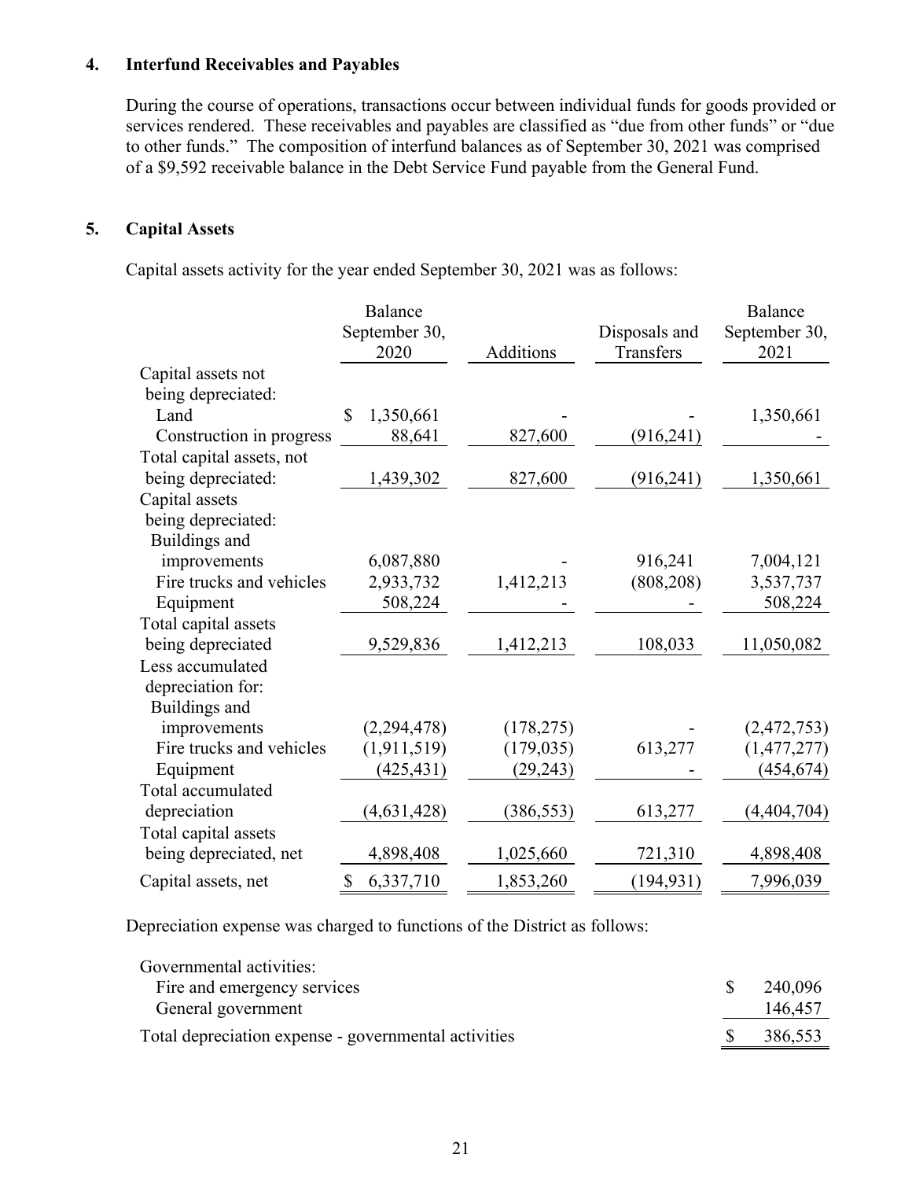## 4. Interfund Receivables and Payables

During the course of operations, transactions occur between individual funds for goods provided or services rendered. These receivables and payables are classified as "due from other funds" or "due to other funds." The composition of interfund balances as of September 30, 2021 was comprised of a $9,592 receivable balance in the Debt Service Fund payable from the General Fund.

## 5. Capital Assets

Capital assets activity for the year ended September 30, 2021 was as follows:

| | Balance September 30, 2020 | Additions | Disposals and Transfers | Balance September 30, 2021 |
|---|---|---|---|---|
| Capital assets not being depreciated: | | | | |
| Land | $ 1,350,661 | - | - | 1,350,661 |
| Construction in progress | 88,641 | 827,600 | (916,241) | - |
| Total capital assets, not being depreciated: | 1,439,302 | 827,600 | (916,241) | 1,350,661 |
| Capital assets being depreciated: | | | | |
| Buildings and improvements | 6,087,880 | - | 916,241 | 7,004,121 |
| Fire trucks and vehicles | 2,933,732 | 1,412,213 | (808,208) | 3,537,737 |
| Equipment | 508,224 | - | - | 508,224 |
| Total capital assets being depreciated | 9,529,836 | 1,412,213 | 108,033 | 11,050,082 |
| Less accumulated depreciation for: | | | | |
| Buildings and improvements | (2,294,478) | (178,275) | - | (2,472,753) |
| Fire trucks and vehicles | (1,911,519) | (179,035) | 613,277 | (1,477,277) |
| Equipment | (425,431) | (29,243) | - | (454,674) |
| Total accumulated depreciation | (4,631,428) | (386,553) | 613,277 | (4,404,704) |
| Total capital assets being depreciated, net | 4,898,408 | 1,025,660 | 721,310 | 4,898,408 |
| Capital assets, net | $ 6,337,710 | 1,853,260 | (194,931) | 7,996,039 |

Depreciation expense was charged to functions of the District as follows:

| | |
|---|---|
| Governmental activities: | |
| Fire and emergency services | $ 240,096 |
| General government | 146,457 |
| Total depreciation expense - governmental activities | $ 386,553 |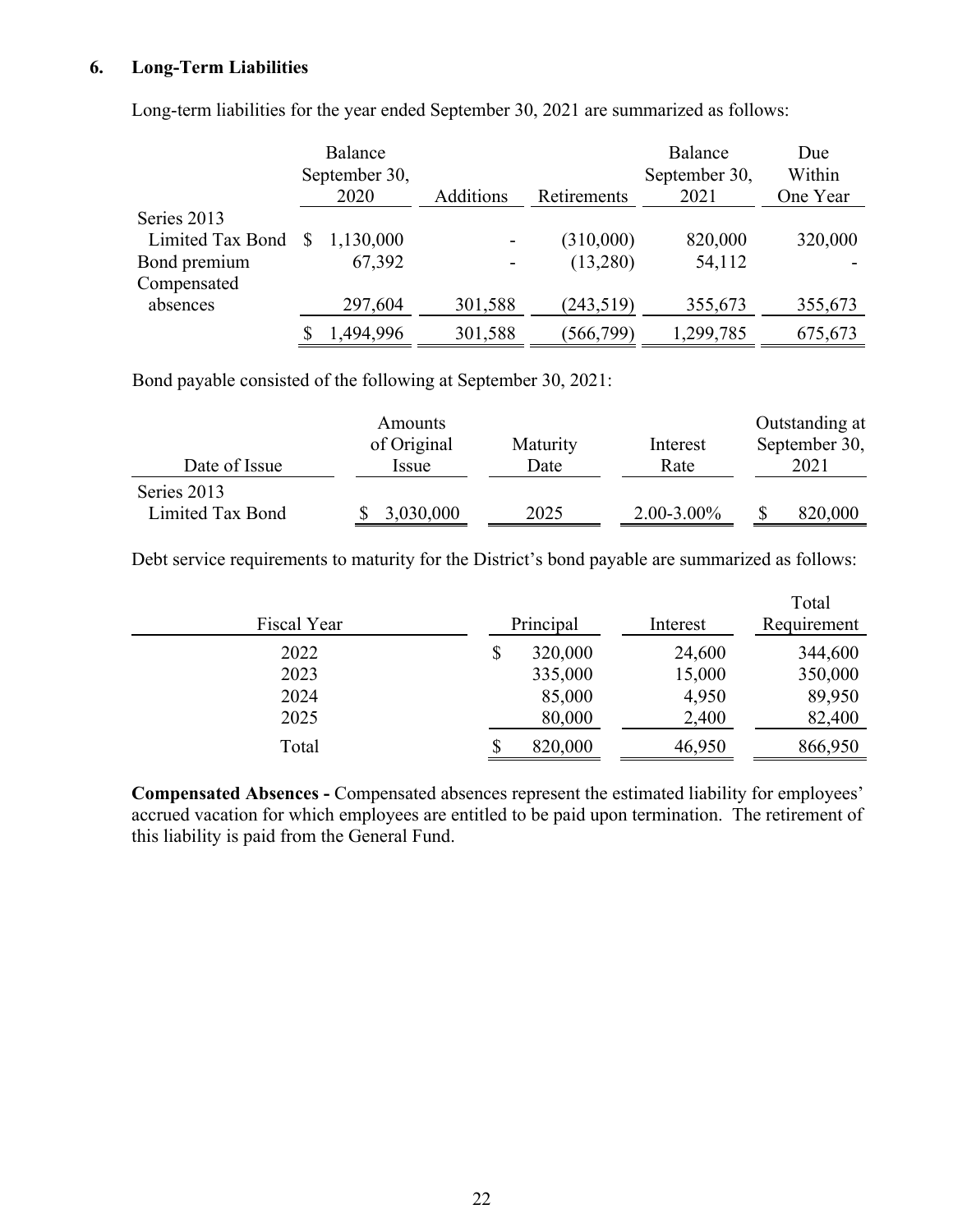## 6. Long-Term Liabilities

Long-term liabilities for the year ended September 30, 2021 are summarized as follows:

| | Balance September 30, 2020 | Additions | Retirements | Balance September 30, 2021 | Due Within One Year |
|---|---|---|---|---|---|
| Series 2013 Limited Tax Bond | $ 1,130,000 | - | (310,000) | 820,000 | 320,000 |
| Bond premium | 67,392 | - | (13,280) | 54,112 | - |
| Compensated absences | 297,604 | 301,588 | (243,519) | 355,673 | 355,673 |
| | $ 1,494,996 | 301,588 | (566,799) | 1,299,785 | 675,673 |

Bond payable consisted of the following at September 30, 2021:

| Date of Issue | Amounts of Original Issue | Maturity Date | Interest Rate | Outstanding at September 30, 2021 |
|---|---|---|---|---|
| Series 2013 Limited Tax Bond | $ 3,030,000 | 2025 | 2.00-3.00% | $ 820,000 |

Debt service requirements to maturity for the District's bond payable are summarized as follows:

| Fiscal Year | Principal | Interest | Total Requirement |
|---|---|---|---|
| 2022 | $ 320,000 | 24,600 | 344,600 |
| 2023 | 335,000 | 15,000 | 350,000 |
| 2024 | 85,000 | 4,950 | 89,950 |
| 2025 | 80,000 | 2,400 | 82,400 |
| Total | $ 820,000 | 46,950 | 866,950 |

**Compensated Absences -** Compensated absences represent the estimated liability for employees' accrued vacation for which employees are entitled to be paid upon termination. The retirement of this liability is paid from the General Fund.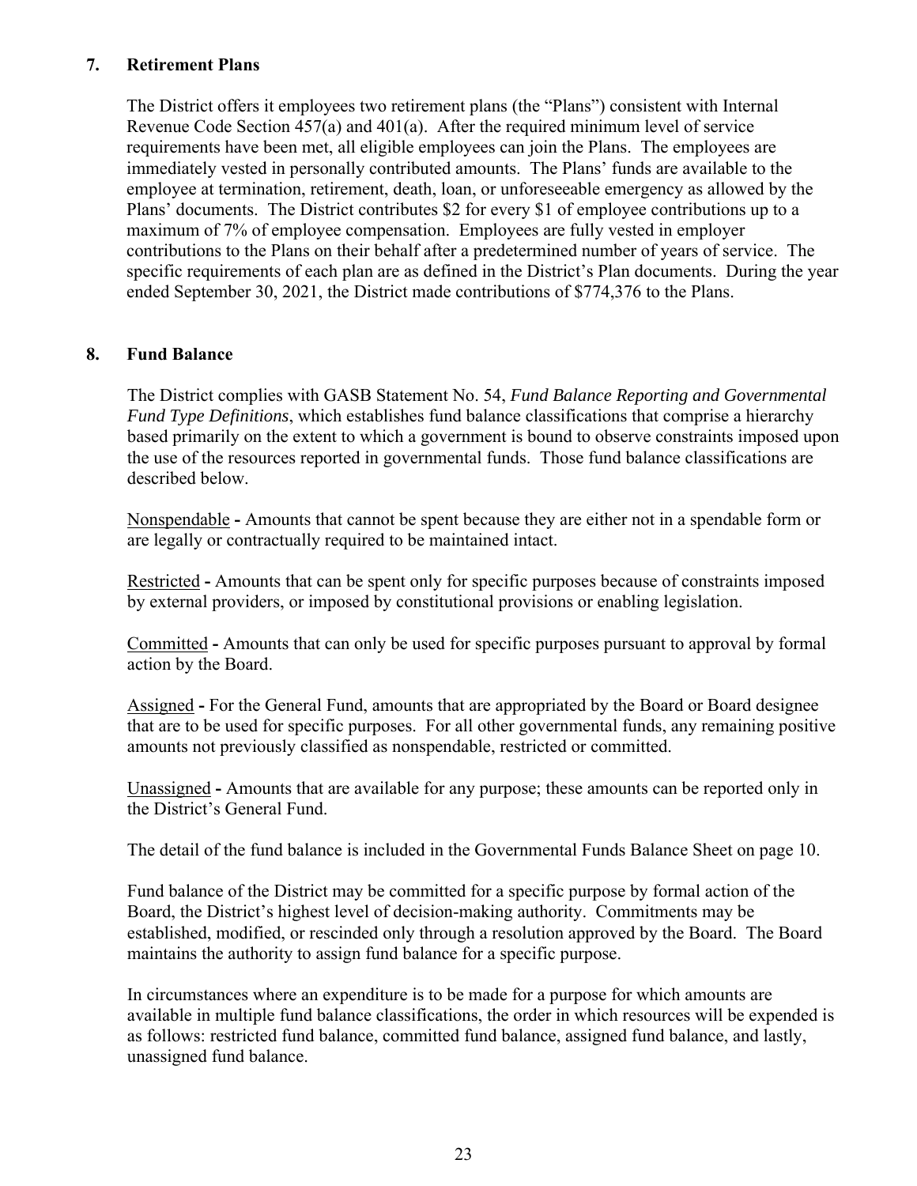## 7. Retirement Plans

The District offers it employees two retirement plans (the "Plans") consistent with Internal Revenue Code Section 457(a) and 401(a). After the required minimum level of service requirements have been met, all eligible employees can join the Plans. The employees are immediately vested in personally contributed amounts. The Plans' funds are available to the employee at termination, retirement, death, loan, or unforeseeable emergency as allowed by the Plans' documents. The District contributes $2 for every $1 of employee contributions up to a maximum of 7% of employee compensation. Employees are fully vested in employer contributions to the Plans on their behalf after a predetermined number of years of service. The specific requirements of each plan are as defined in the District's Plan documents. During the year ended September 30, 2021, the District made contributions of $774,376 to the Plans.

## 8. Fund Balance

The District complies with GASB Statement No. 54, *Fund Balance Reporting and Governmental Fund Type Definitions*, which establishes fund balance classifications that comprise a hierarchy based primarily on the extent to which a government is bound to observe constraints imposed upon the use of the resources reported in governmental funds. Those fund balance classifications are described below.

Nonspendable **-** Amounts that cannot be spent because they are either not in a spendable form or are legally or contractually required to be maintained intact.

Restricted **-** Amounts that can be spent only for specific purposes because of constraints imposed by external providers, or imposed by constitutional provisions or enabling legislation.

Committed **-** Amounts that can only be used for specific purposes pursuant to approval by formal action by the Board.

Assigned **-** For the General Fund, amounts that are appropriated by the Board or Board designee that are to be used for specific purposes. For all other governmental funds, any remaining positive amounts not previously classified as nonspendable, restricted or committed.

Unassigned **-** Amounts that are available for any purpose; these amounts can be reported only in the District's General Fund.

The detail of the fund balance is included in the Governmental Funds Balance Sheet on page 10.

Fund balance of the District may be committed for a specific purpose by formal action of the Board, the District's highest level of decision-making authority. Commitments may be established, modified, or rescinded only through a resolution approved by the Board. The Board maintains the authority to assign fund balance for a specific purpose.

In circumstances where an expenditure is to be made for a purpose for which amounts are available in multiple fund balance classifications, the order in which resources will be expended is as follows: restricted fund balance, committed fund balance, assigned fund balance, and lastly, unassigned fund balance.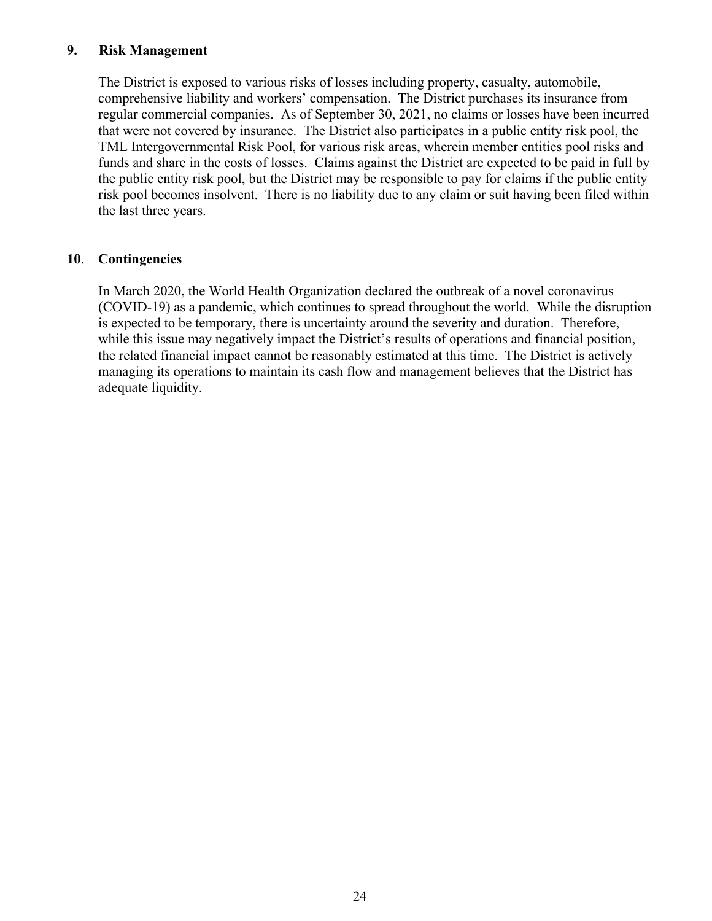## 9. Risk Management

The District is exposed to various risks of losses including property, casualty, automobile, comprehensive liability and workers' compensation. The District purchases its insurance from regular commercial companies. As of September 30, 2021, no claims or losses have been incurred that were not covered by insurance. The District also participates in a public entity risk pool, the TML Intergovernmental Risk Pool, for various risk areas, wherein member entities pool risks and funds and share in the costs of losses. Claims against the District are expected to be paid in full by the public entity risk pool, but the District may be responsible to pay for claims if the public entity risk pool becomes insolvent. There is no liability due to any claim or suit having been filed within the last three years.

## 10. Contingencies

In March 2020, the World Health Organization declared the outbreak of a novel coronavirus (COVID-19) as a pandemic, which continues to spread throughout the world. While the disruption is expected to be temporary, there is uncertainty around the severity and duration. Therefore, while this issue may negatively impact the District's results of operations and financial position, the related financial impact cannot be reasonably estimated at this time. The District is actively managing its operations to maintain its cash flow and management believes that the District has adequate liquidity.